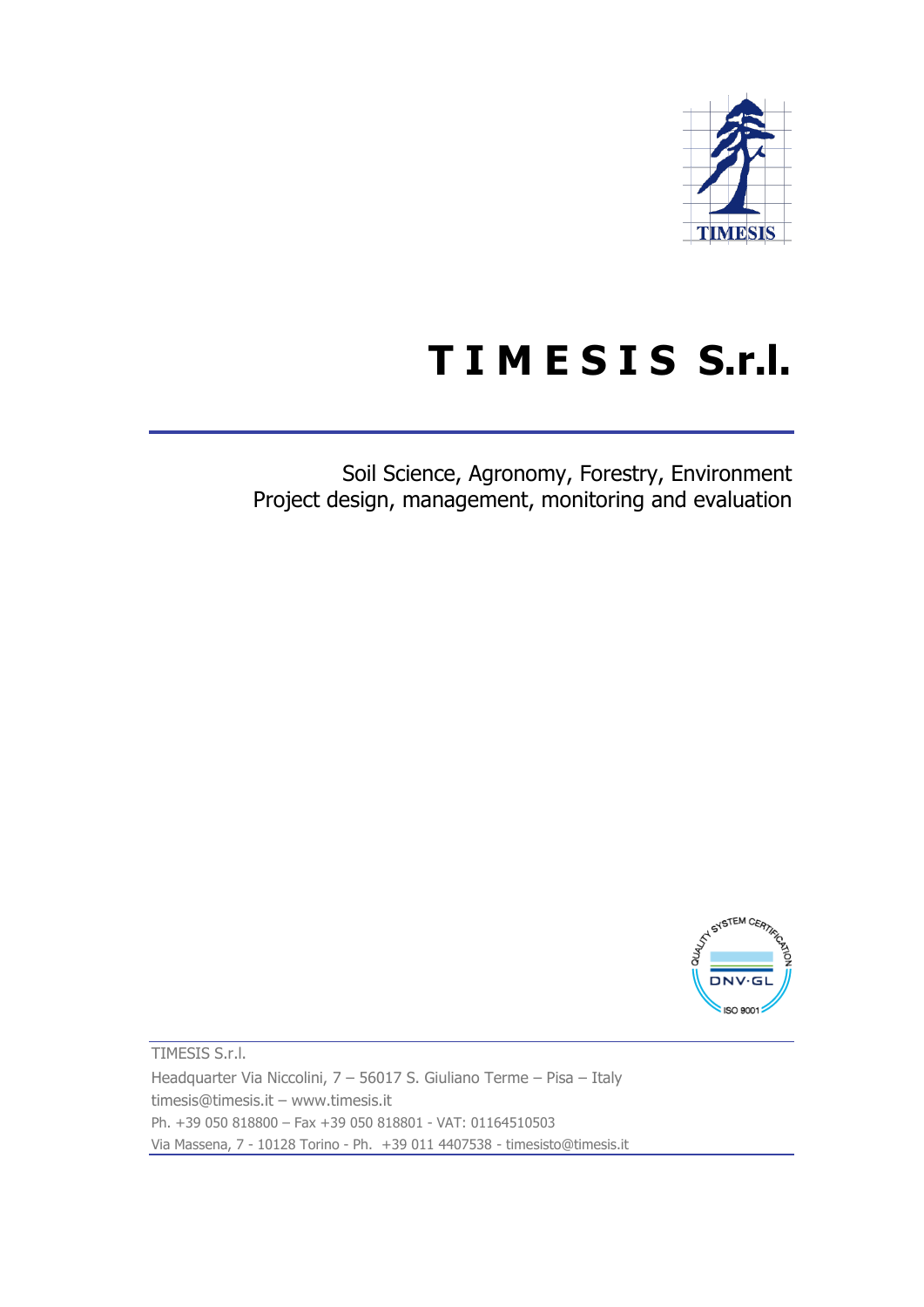# T I M E S I S S.r.l.

Soil Science, Agronomy, Forestry, Environment
Project design, management, monitoring and evaluation

TIMESIS S.r.l.
Headquarter Via Niccolini, 7 – 56017 S. Giuliano Terme – Pisa – Italy
timesis@timesis.it – www.timesis.it
Ph. +39 050 818800 – Fax +39 050 818801 - VAT: 01164510503
Via Massena, 7 - 10128 Torino - Ph. +39 011 4407538 - timesisto@timesis.it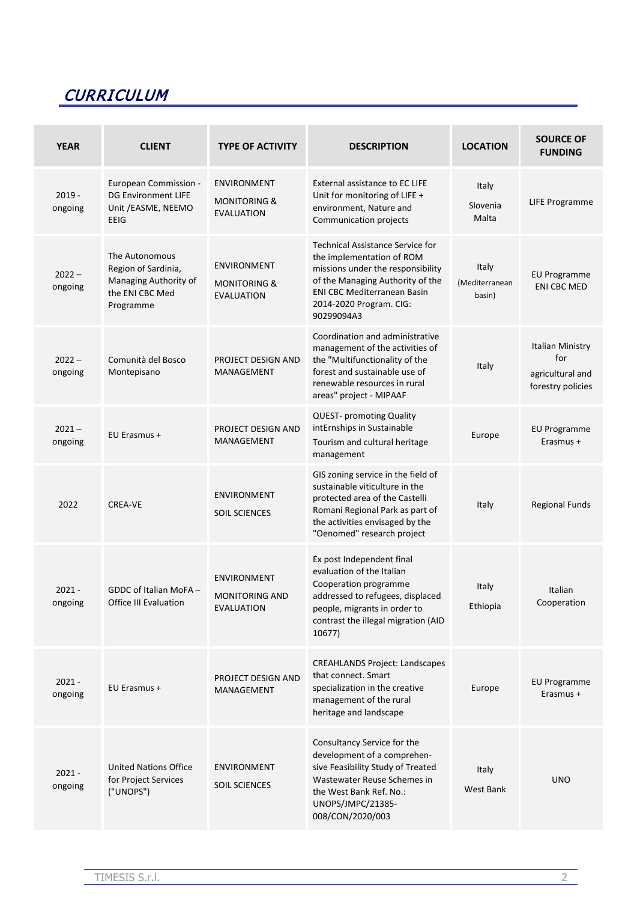## *CURRICULUM*

| YEAR | CLIENT | TYPE OF ACTIVITY | DESCRIPTION | LOCATION | SOURCE OF FUNDING |
|---|---|---|---|---|---|
| 2019 - ongoing | European Commission - DG Environment LIFE Unit /EASME, NEEMO EEIG | ENVIRONMENT<br>MONITORING & EVALUATION | External assistance to EC LIFE Unit for monitoring of LIFE + environment, Nature and Communication projects | Italy<br>Slovenia<br>Malta | LIFE Programme |
| 2022 – ongoing | The Autonomous Region of Sardinia, Managing Authority of the ENI CBC Med Programme | ENVIRONMENT<br>MONITORING & EVALUATION | Technical Assistance Service for the implementation of ROM missions under the responsibility of the Managing Authority of the ENI CBC Mediterranean Basin 2014-2020 Program. CIG: 90299094A3 | Italy<br>(Mediterranean basin) | EU Programme ENI CBC MED |
| 2022 – ongoing | Comunità del Bosco Montepisano | PROJECT DESIGN AND MANAGEMENT | Coordination and administrative management of the activities of the "Multifunctionality of the forest and sustainable use of renewable resources in rural areas" project - MIPAAF | Italy | Italian Ministry for agricultural and forestry policies |
| 2021 – ongoing | EU Erasmus + | PROJECT DESIGN AND MANAGEMENT | QUEST- promoting Quality intErnships in Sustainable Tourism and cultural heritage management | Europe | EU Programme Erasmus + |
| 2022 | CREA-VE | ENVIRONMENT<br>SOIL SCIENCES | GIS zoning service in the field of sustainable viticulture in the protected area of the Castelli Romani Regional Park as part of the activities envisaged by the "Oenomed" research project | Italy | Regional Funds |
| 2021 - ongoing | GDDC of Italian MoFA – Office III Evaluation | ENVIRONMENT<br>MONITORING AND EVALUATION | Ex post Independent final evaluation of the Italian Cooperation programme addressed to refugees, displaced people, migrants in order to contrast the illegal migration (AID 10677) | Italy<br>Ethiopia | Italian Cooperation |
| 2021 - ongoing | EU Erasmus + | PROJECT DESIGN AND MANAGEMENT | CREAHLANDS Project: Landscapes that connect. Smart specialization in the creative management of the rural heritage and landscape | Europe | EU Programme Erasmus + |
| 2021 - ongoing | United Nations Office for Project Services ("UNOPS") | ENVIRONMENT<br>SOIL SCIENCES | Consultancy Service for the development of a comprehensive Feasibility Study of Treated Wastewater Reuse Schemes in the West Bank Ref. No.: UNOPS/JMPC/21385-008/CON/2020/003 | Italy<br>West Bank | UNO |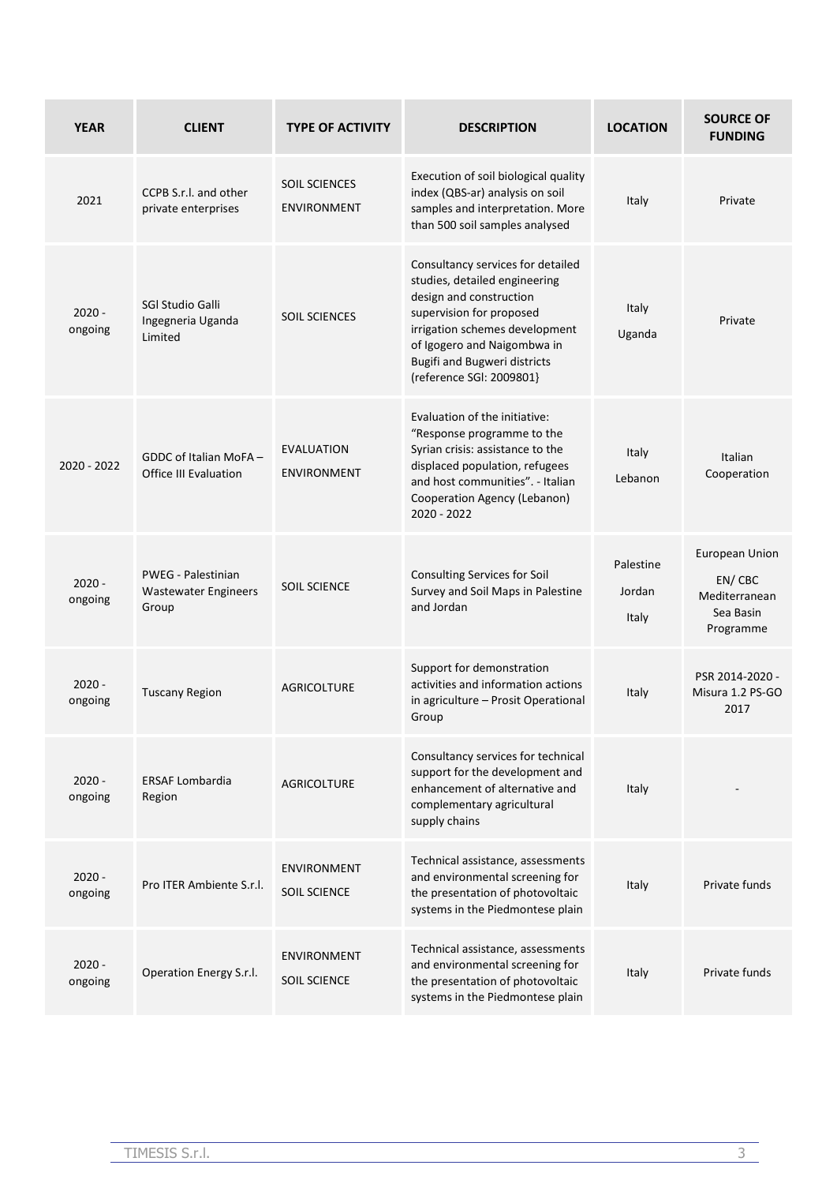| YEAR | CLIENT | TYPE OF ACTIVITY | DESCRIPTION | LOCATION | SOURCE OF FUNDING |
|---|---|---|---|---|---|
| 2021 | CCPB S.r.l. and other private enterprises | SOIL SCIENCES<br>ENVIRONMENT | Execution of soil biological quality index (QBS-ar) analysis on soil samples and interpretation. More than 500 soil samples analysed | Italy | Private |
| 2020 - ongoing | SGI Studio Galli Ingegneria Uganda Limited | SOIL SCIENCES | Consultancy services for detailed studies, detailed engineering design and construction supervision for proposed irrigation schemes development of Igogero and Naigombwa in Bugifi and Bugweri districts (reference SGI: 2009801} | Italy<br>Uganda | Private |
| 2020 - 2022 | GDDC of Italian MoFA – Office III Evaluation | EVALUATION<br>ENVIRONMENT | Evaluation of the initiative: "Response programme to the Syrian crisis: assistance to the displaced population, refugees and host communities". - Italian Cooperation Agency (Lebanon) 2020 - 2022 | Italy<br>Lebanon | Italian Cooperation |
| 2020 - ongoing | PWEG - Palestinian Wastewater Engineers Group | SOIL SCIENCE | Consulting Services for Soil Survey and Soil Maps in Palestine and Jordan | Palestine<br>Jordan<br>Italy | European Union EN/ CBC Mediterranean Sea Basin Programme |
| 2020 - ongoing | Tuscany Region | AGRICOLTURE | Support for demonstration activities and information actions in agriculture – Prosit Operational Group | Italy | PSR 2014-2020 - Misura 1.2 PS-GO 2017 |
| 2020 - ongoing | ERSAF Lombardia Region | AGRICOLTURE | Consultancy services for technical support for the development and enhancement of alternative and complementary agricultural supply chains | Italy | - |
| 2020 - ongoing | Pro ITER Ambiente S.r.l. | ENVIRONMENT<br>SOIL SCIENCE | Technical assistance, assessments and environmental screening for the presentation of photovoltaic systems in the Piedmontese plain | Italy | Private funds |
| 2020 - ongoing | Operation Energy S.r.l. | ENVIRONMENT<br>SOIL SCIENCE | Technical assistance, assessments and environmental screening for the presentation of photovoltaic systems in the Piedmontese plain | Italy | Private funds |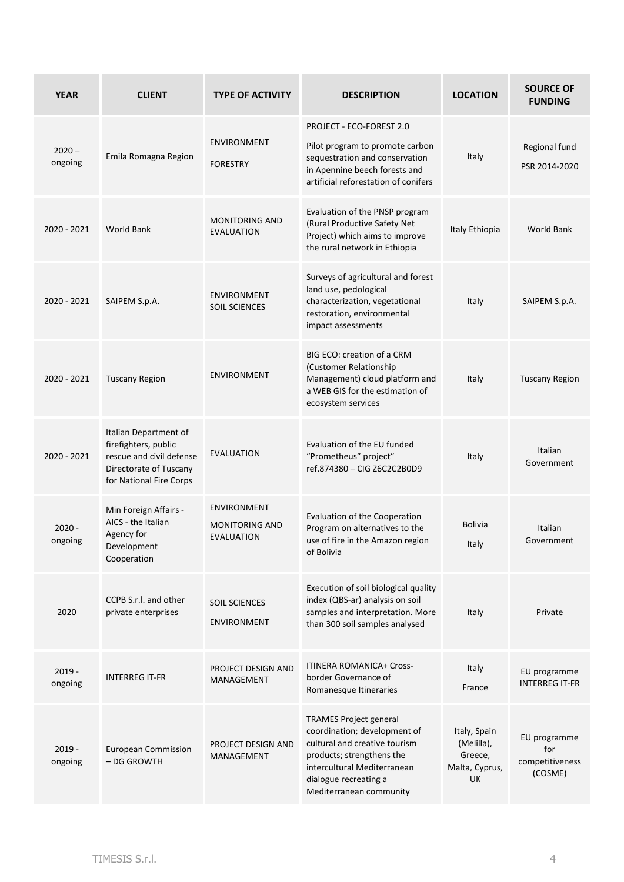| YEAR | CLIENT | TYPE OF ACTIVITY | DESCRIPTION | LOCATION | SOURCE OF FUNDING |
|---|---|---|---|---|---|
| 2020 – ongoing | Emila Romagna Region | ENVIRONMENT<br>FORESTRY | PROJECT - ECO-FOREST 2.0<br>Pilot program to promote carbon sequestration and conservation in Apennine beech forests and artificial reforestation of conifers | Italy | Regional fund<br>PSR 2014-2020 |
| 2020 - 2021 | World Bank | MONITORING AND EVALUATION | Evaluation of the PNSP program (Rural Productive Safety Net Project) which aims to improve the rural network in Ethiopia | Italy Ethiopia | World Bank |
| 2020 - 2021 | SAIPEM S.p.A. | ENVIRONMENT<br>SOIL SCIENCES | Surveys of agricultural and forest land use, pedological characterization, vegetational restoration, environmental impact assessments | Italy | SAIPEM S.p.A. |
| 2020 - 2021 | Tuscany Region | ENVIRONMENT | BIG ECO: creation of a CRM (Customer Relationship Management) cloud platform and a WEB GIS for the estimation of ecosystem services | Italy | Tuscany Region |
| 2020 - 2021 | Italian Department of firefighters, public rescue and civil defense Directorate of Tuscany for National Fire Corps | EVALUATION | Evaluation of the EU funded "Prometheus" project" ref.874380 – CIG Z6C2C2B0D9 | Italy | Italian Government |
| 2020 - ongoing | Min Foreign Affairs - AICS - the Italian Agency for Development Cooperation | ENVIRONMENT<br>MONITORING AND EVALUATION | Evaluation of the Cooperation Program on alternatives to the use of fire in the Amazon region of Bolivia | Bolivia<br>Italy | Italian Government |
| 2020 | CCPB S.r.l. and other private enterprises | SOIL SCIENCES<br>ENVIRONMENT | Execution of soil biological quality index (QBS-ar) analysis on soil samples and interpretation. More than 300 soil samples analysed | Italy | Private |
| 2019 - ongoing | INTERREG IT-FR | PROJECT DESIGN AND MANAGEMENT | ITINERA ROMANICA+ Cross-border Governance of Romanesque Itineraries | Italy<br>France | EU programme INTERREG IT-FR |
| 2019 - ongoing | European Commission – DG GROWTH | PROJECT DESIGN AND MANAGEMENT | TRAMES Project general coordination; development of cultural and creative tourism products; strengthens the intercultural Mediterranean dialogue recreating a Mediterranean community | Italy, Spain (Melilla), Greece, Malta, Cyprus, UK | EU programme for competitiveness (COSME) |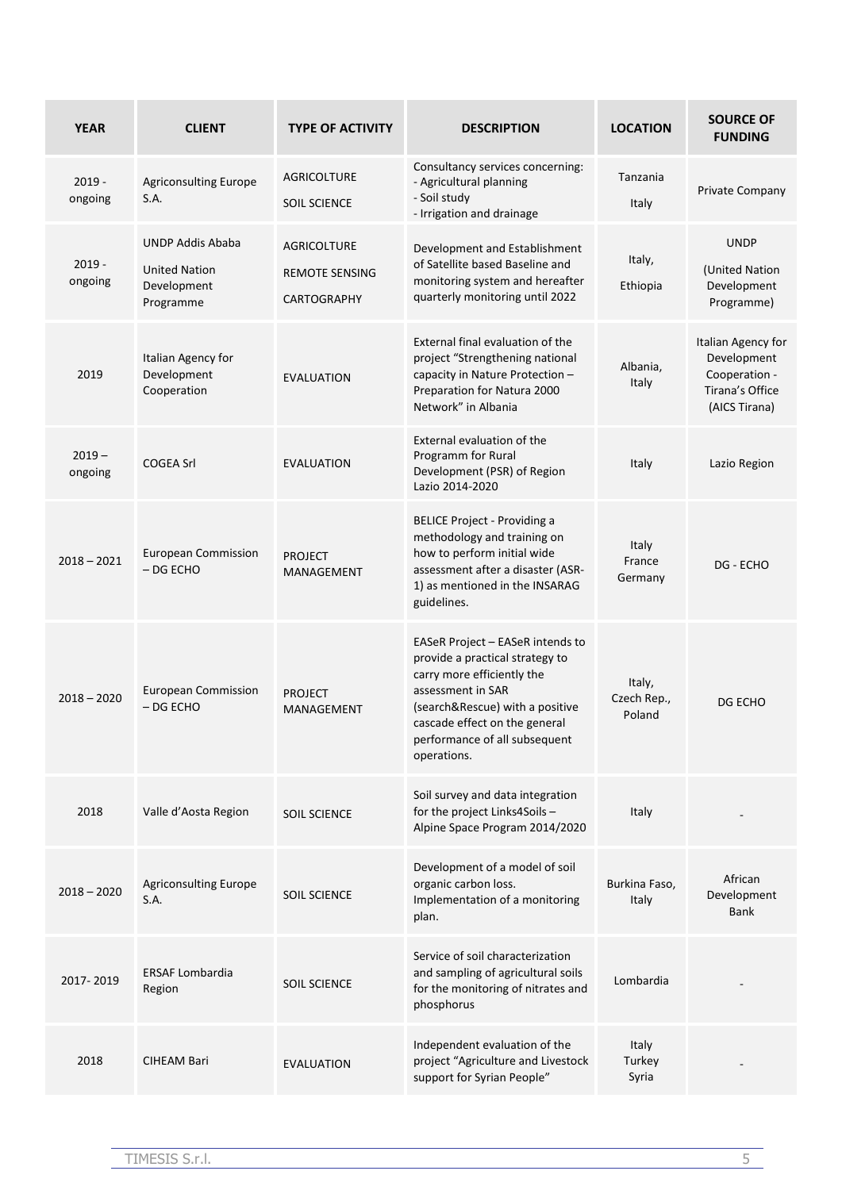| YEAR | CLIENT | TYPE OF ACTIVITY | DESCRIPTION | LOCATION | SOURCE OF FUNDING |
|---|---|---|---|---|---|
| 2019 - ongoing | Agriconsulting Europe S.A. | AGRICOLTURE<br>SOIL SCIENCE | Consultancy services concerning:<br>- Agricultural planning<br>- Soil study<br>- Irrigation and drainage | Tanzania<br>Italy | Private Company |
| 2019 - ongoing | UNDP Addis Ababa<br>United Nation Development Programme | AGRICOLTURE<br>REMOTE SENSING<br>CARTOGRAPHY | Development and Establishment of Satellite based Baseline and monitoring system and hereafter quarterly monitoring until 2022 | Italy,<br>Ethiopia | UNDP<br>(United Nation Development Programme) |
| 2019 | Italian Agency for Development Cooperation | EVALUATION | External final evaluation of the project "Strengthening national capacity in Nature Protection – Preparation for Natura 2000 Network" in Albania | Albania, Italy | Italian Agency for Development Cooperation - Tirana's Office (AICS Tirana) |
| 2019 – ongoing | COGEA Srl | EVALUATION | External evaluation of the Programm for Rural Development (PSR) of Region Lazio 2014-2020 | Italy | Lazio Region |
| 2018 – 2021 | European Commission – DG ECHO | PROJECT MANAGEMENT | BELICE Project - Providing a methodology and training on how to perform initial wide assessment after a disaster (ASR-1) as mentioned in the INSARAG guidelines. | Italy<br>France<br>Germany | DG - ECHO |
| 2018 – 2020 | European Commission – DG ECHO | PROJECT MANAGEMENT | EASeR Project – EASeR intends to provide a practical strategy to carry more efficiently the assessment in SAR (search&Rescue) with a positive cascade effect on the general performance of all subsequent operations. | Italy,<br>Czech Rep.,<br>Poland | DG ECHO |
| 2018 | Valle d'Aosta Region | SOIL SCIENCE | Soil survey and data integration for the project Links4Soils – Alpine Space Program 2014/2020 | Italy | - |
| 2018 – 2020 | Agriconsulting Europe S.A. | SOIL SCIENCE | Development of a model of soil organic carbon loss. Implementation of a monitoring plan. | Burkina Faso, Italy | African Development Bank |
| 2017- 2019 | ERSAF Lombardia Region | SOIL SCIENCE | Service of soil characterization and sampling of agricultural soils for the monitoring of nitrates and phosphorus | Lombardia | - |
| 2018 | CIHEAM Bari | EVALUATION | Independent evaluation of the project "Agriculture and Livestock support for Syrian People" | Italy<br>Turkey<br>Syria | - |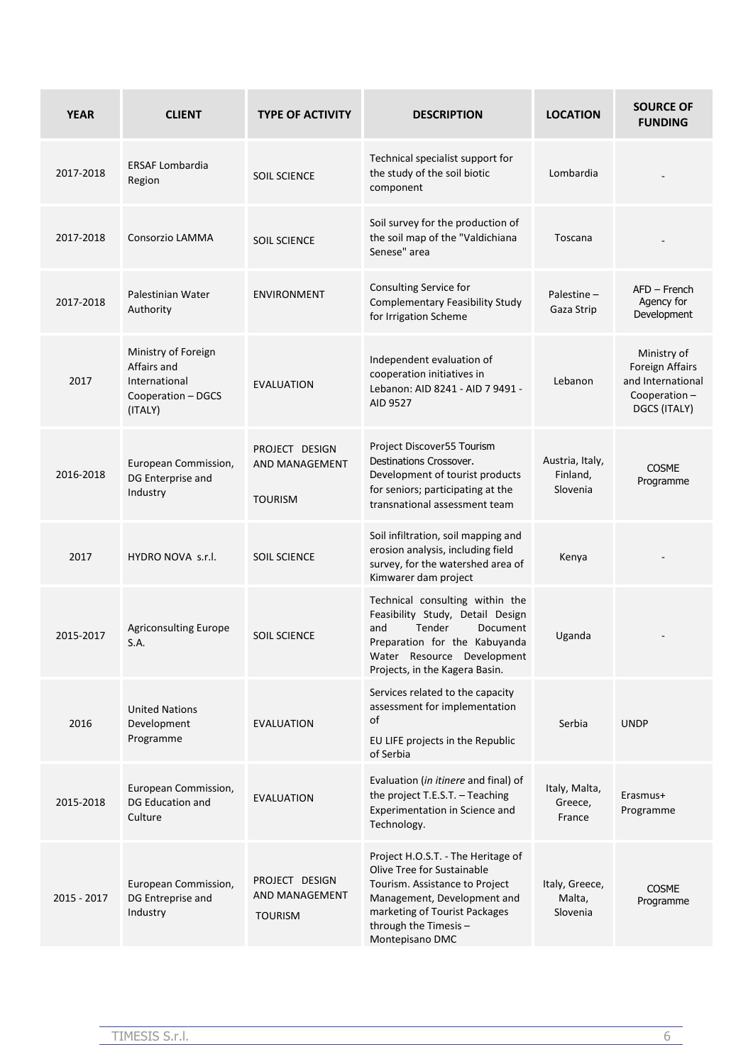| YEAR | CLIENT | TYPE OF ACTIVITY | DESCRIPTION | LOCATION | SOURCE OF FUNDING |
| --- | --- | --- | --- | --- | --- |
| 2017-2018 | ERSAF Lombardia Region | SOIL SCIENCE | Technical specialist support for the study of the soil biotic component | Lombardia | - |
| 2017-2018 | Consorzio LAMMA | SOIL SCIENCE | Soil survey for the production of the soil map of the "Valdichiana Senese" area | Toscana | - |
| 2017-2018 | Palestinian Water Authority | ENVIRONMENT | Consulting Service for Complementary Feasibility Study for Irrigation Scheme | Palestine – Gaza Strip | AFD – French Agency for Development |
| 2017 | Ministry of Foreign Affairs and International Cooperation – DGCS (ITALY) | EVALUATION | Independent evaluation of cooperation initiatives in Lebanon: AID 8241 - AID 7 9491 - AID 9527 | Lebanon | Ministry of Foreign Affairs and International Cooperation – DGCS (ITALY) |
| 2016-2018 | European Commission, DG Enterprise and Industry | PROJECT DESIGN AND MANAGEMENT<br>TOURISM | Project Discover55 Tourism Destinations Crossover. Development of tourist products for seniors; participating at the transnational assessment team | Austria, Italy, Finland, Slovenia | COSME Programme |
| 2017 | HYDRO NOVA s.r.l. | SOIL SCIENCE | Soil infiltration, soil mapping and erosion analysis, including field survey, for the watershed area of Kimwarer dam project | Kenya | - |
| 2015-2017 | Agriconsulting Europe S.A. | SOIL SCIENCE | Technical consulting within the Feasibility Study, Detail Design and Tender Document Preparation for the Kabuyanda Water Resource Development Projects, in the Kagera Basin. | Uganda | - |
| 2016 | United Nations Development Programme | EVALUATION | Services related to the capacity assessment for implementation of<br>EU LIFE projects in the Republic of Serbia | Serbia | UNDP |
| 2015-2018 | European Commission, DG Education and Culture | EVALUATION | Evaluation (*in itinere* and final) of the project T.E.S.T. – Teaching Experimentation in Science and Technology. | Italy, Malta, Greece, France | Erasmus+ Programme |
| 2015 - 2017 | European Commission, DG Entreprise and Industry | PROJECT DESIGN AND MANAGEMENT<br>TOURISM | Project H.O.S.T. - The Heritage of Olive Tree for Sustainable Tourism. Assistance to Project Management, Development and marketing of Tourist Packages through the Timesis – Montepisano DMC | Italy, Greece, Malta, Slovenia | COSME Programme |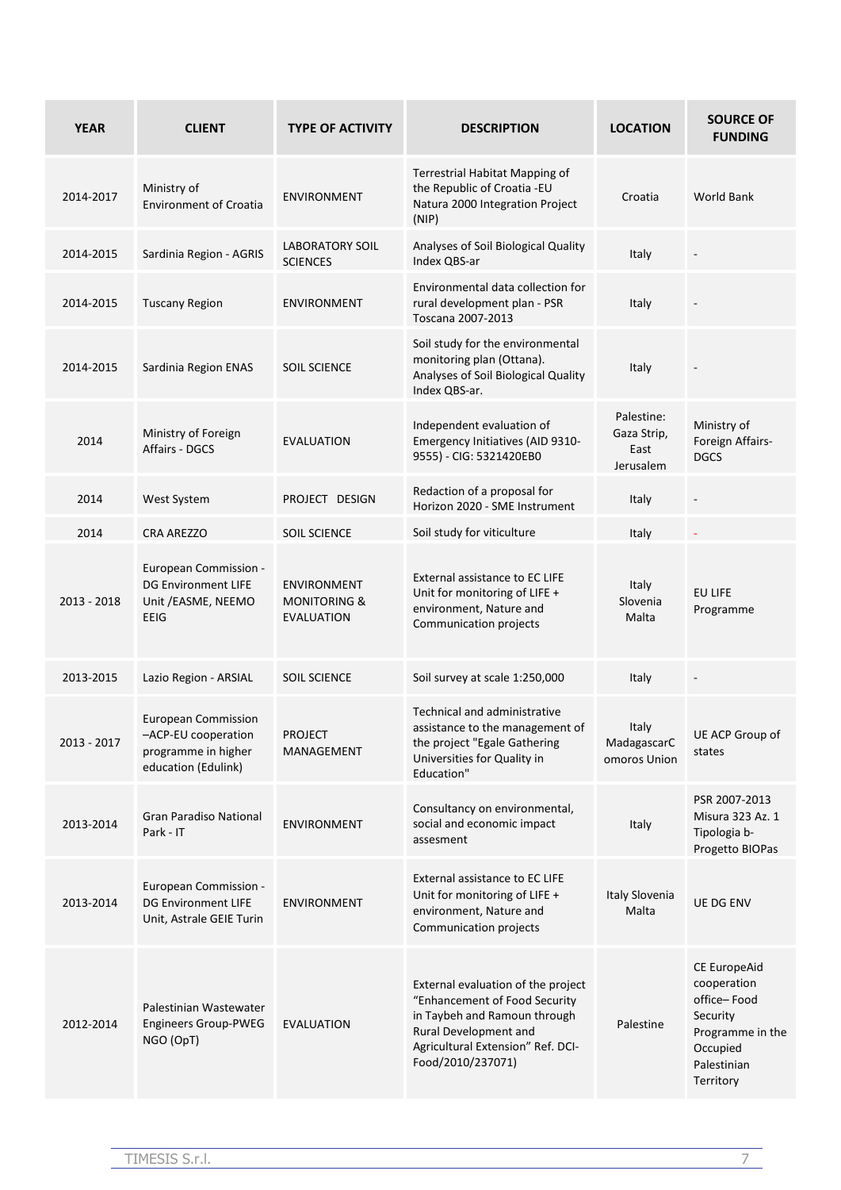| YEAR | CLIENT | TYPE OF ACTIVITY | DESCRIPTION | LOCATION | SOURCE OF FUNDING |
|---|---|---|---|---|---|
| 2014-2017 | Ministry of Environment of Croatia | ENVIRONMENT | Terrestrial Habitat Mapping of the Republic of Croatia -EU Natura 2000 Integration Project (NIP) | Croatia | World Bank |
| 2014-2015 | Sardinia Region - AGRIS | LABORATORY SOIL SCIENCES | Analyses of Soil Biological Quality Index QBS-ar | Italy | - |
| 2014-2015 | Tuscany Region | ENVIRONMENT | Environmental data collection for rural development plan - PSR Toscana 2007-2013 | Italy | - |
| 2014-2015 | Sardinia Region ENAS | SOIL SCIENCE | Soil study for the environmental monitoring plan (Ottana). Analyses of Soil Biological Quality Index QBS-ar. | Italy | - |
| 2014 | Ministry of Foreign Affairs - DGCS | EVALUATION | Independent evaluation of Emergency Initiatives (AID 9310-9555) - CIG: 5321420EB0 | Palestine: Gaza Strip, East Jerusalem | Ministry of Foreign Affairs-DGCS |
| 2014 | West System | PROJECT DESIGN | Redaction of a proposal for Horizon 2020 - SME Instrument | Italy | - |
| 2014 | CRA AREZZO | SOIL SCIENCE | Soil study for viticulture | Italy | - |
| 2013 - 2018 | European Commission - DG Environment LIFE Unit /EASME, NEEMO EEIG | ENVIRONMENT MONITORING & EVALUATION | External assistance to EC LIFE Unit for monitoring of LIFE + environment, Nature and Communication projects | Italy Slovenia Malta | EU LIFE Programme |
| 2013-2015 | Lazio Region - ARSIAL | SOIL SCIENCE | Soil survey at scale 1:250,000 | Italy | - |
| 2013 - 2017 | European Commission –ACP-EU cooperation programme in higher education (Edulink) | PROJECT MANAGEMENT | Technical and administrative assistance to the management of the project "Egale Gathering Universities for Quality in Education" | Italy MadagascarComoros Union | UE ACP Group of states |
| 2013-2014 | Gran Paradiso National Park - IT | ENVIRONMENT | Consultancy on environmental, social and economic impact assesment | Italy | PSR 2007-2013 Misura 323 Az. 1 Tipologia b- Progetto BIOPas |
| 2013-2014 | European Commission - DG Environment LIFE Unit, Astrale GEIE Turin | ENVIRONMENT | External assistance to EC LIFE Unit for monitoring of LIFE + environment, Nature and Communication projects | Italy Slovenia Malta | UE DG ENV |
| 2012-2014 | Palestinian Wastewater Engineers Group-PWEG NGO (OpT) | EVALUATION | External evaluation of the project "Enhancement of Food Security in Taybeh and Ramoun through Rural Development and Agricultural Extension" Ref. DCI-Food/2010/237071) | Palestine | CE EuropeAid cooperation office– Food Security Programme in the Occupied Palestinian Territory |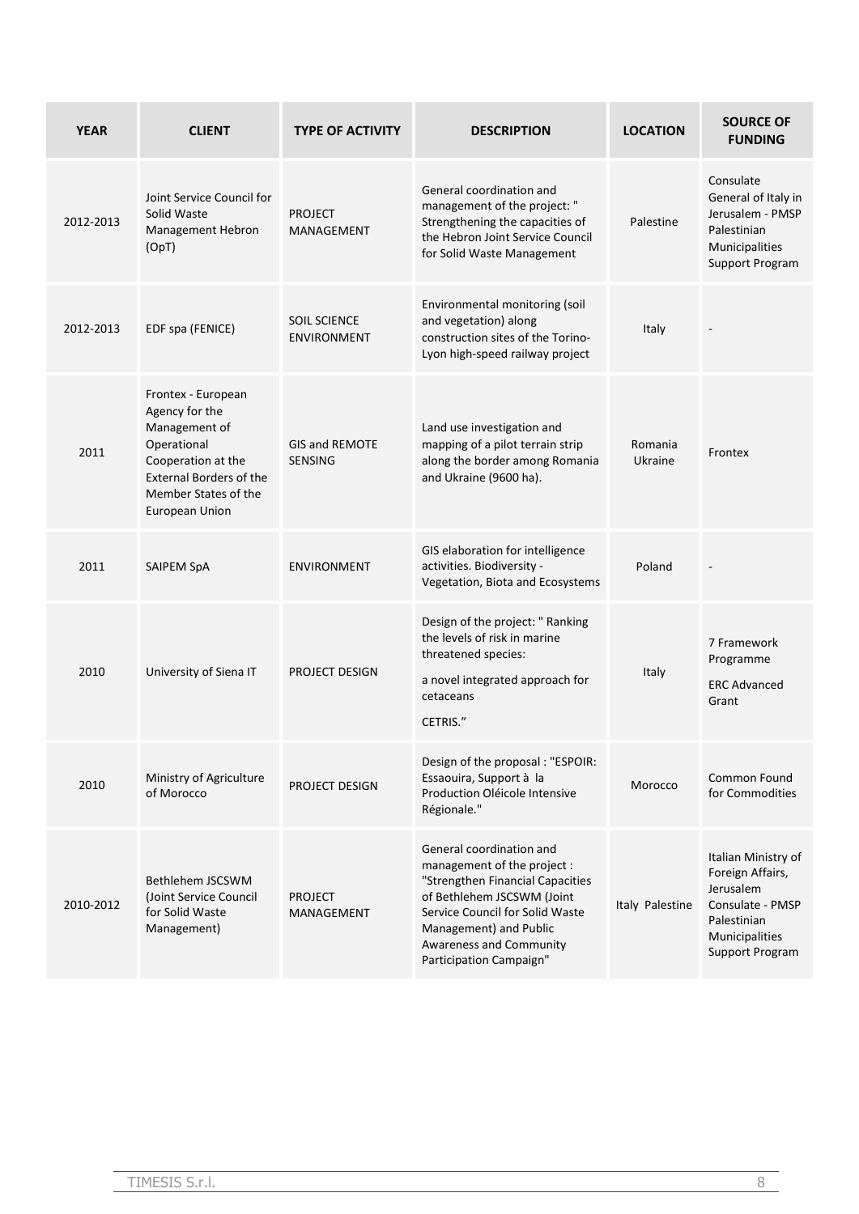| YEAR | CLIENT | TYPE OF ACTIVITY | DESCRIPTION | LOCATION | SOURCE OF FUNDING |
|---|---|---|---|---|---|
| 2012-2013 | Joint Service Council for Solid Waste Management Hebron (OpT) | PROJECT MANAGEMENT | General coordination and management of the project: " Strengthening the capacities of the Hebron Joint Service Council for Solid Waste Management | Palestine | Consulate General of Italy in Jerusalem - PMSP Palestinian Municipalities Support Program |
| 2012-2013 | EDF spa (FENICE) | SOIL SCIENCE ENVIRONMENT | Environmental monitoring (soil and vegetation) along construction sites of the Torino-Lyon high-speed railway project | Italy | - |
| 2011 | Frontex - European Agency for the Management of Operational Cooperation at the External Borders of the Member States of the European Union | GIS and REMOTE SENSING | Land use investigation and mapping of a pilot terrain strip along the border among Romania and Ukraine (9600 ha). | Romania Ukraine | Frontex |
| 2011 | SAIPEM SpA | ENVIRONMENT | GIS elaboration for intelligence activities. Biodiversity - Vegetation, Biota and Ecosystems | Poland | - |
| 2010 | University of Siena IT | PROJECT DESIGN | Design of the project: " Ranking the levels of risk in marine threatened species: a novel integrated approach for cetaceans CETRIS." | Italy | 7 Framework Programme ERC Advanced Grant |
| 2010 | Ministry of Agriculture of Morocco | PROJECT DESIGN | Design of the proposal : "ESPOIR: Essaouira, Support à la Production Oléicole Intensive Régionale." | Morocco | Common Found for Commodities |
| 2010-2012 | Bethlehem JSCSWM (Joint Service Council for Solid Waste Management) | PROJECT MANAGEMENT | General coordination and management of the project : "Strengthen Financial Capacities of Bethlehem JSCSWM (Joint Service Council for Solid Waste Management) and Public Awareness and Community Participation Campaign" | Italy Palestine | Italian Ministry of Foreign Affairs, Jerusalem Consulate - PMSP Palestinian Municipalities Support Program |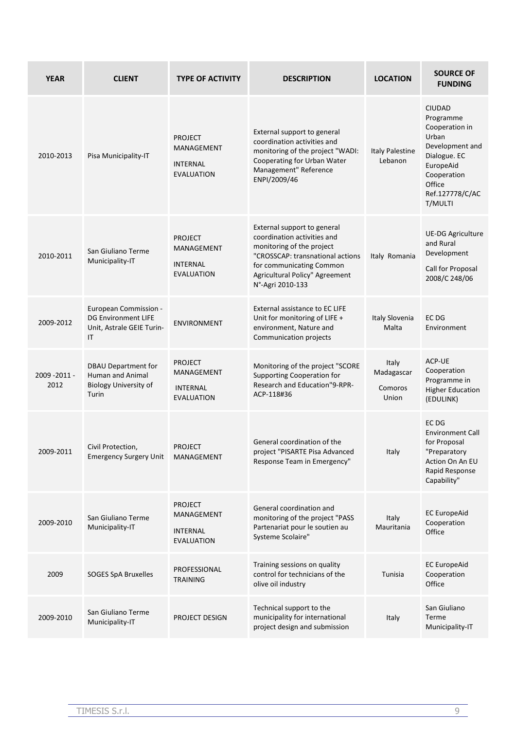| YEAR | CLIENT | TYPE OF ACTIVITY | DESCRIPTION | LOCATION | SOURCE OF FUNDING |
|---|---|---|---|---|---|
| 2010-2013 | Pisa Municipality-IT | PROJECT MANAGEMENT INTERNAL EVALUATION | External support to general coordination activities and monitoring of the project "WADI: Cooperating for Urban Water Management" Reference ENPI/2009/46 | Italy Palestine Lebanon | CIUDAD Programme Cooperation in Urban Development and Dialogue. EC EuropeAid Cooperation Office Ref.127778/C/ACT/MULTI |
| 2010-2011 | San Giuliano Terme Municipality-IT | PROJECT MANAGEMENT INTERNAL EVALUATION | External support to general coordination activities and monitoring of the project "CROSSCAP: transnational actions for communicating Common Agricultural Policy" Agreement N°-Agri 2010-133 | Italy Romania | UE-DG Agriculture and Rural Development Call for Proposal 2008/C 248/06 |
| 2009-2012 | European Commission - DG Environment LIFE Unit, Astrale GEIE Turin-IT | ENVIRONMENT | External assistance to EC LIFE Unit for monitoring of LIFE + environment, Nature and Communication projects | Italy Slovenia Malta | EC DG Environment |
| 2009 -2011 - 2012 | DBAU Department for Human and Animal Biology University of Turin | PROJECT MANAGEMENT INTERNAL EVALUATION | Monitoring of the project "SCORE Supporting Cooperation for Research and Education"9-RPR-ACP-118#36 | Italy Madagascar Comoros Union | ACP-UE Cooperation Programme in Higher Education (EDULINK) |
| 2009-2011 | Civil Protection, Emergency Surgery Unit | PROJECT MANAGEMENT | General coordination of the project "PISARTE Pisa Advanced Response Team in Emergency" | Italy | EC DG Environment Call for Proposal "Preparatory Action On An EU Rapid Response Capability" |
| 2009-2010 | San Giuliano Terme Municipality-IT | PROJECT MANAGEMENT INTERNAL EVALUATION | General coordination and monitoring of the project "PASS Partenariat pour le soutien au Systeme Scolaire" | Italy Mauritania | EC EuropeAid Cooperation Office |
| 2009 | SOGES SpA Bruxelles | PROFESSIONAL TRAINING | Training sessions on quality control for technicians of the olive oil industry | Tunisia | EC EuropeAid Cooperation Office |
| 2009-2010 | San Giuliano Terme Municipality-IT | PROJECT DESIGN | Technical support to the municipality for international project design and submission | Italy | San Giuliano Terme Municipality-IT |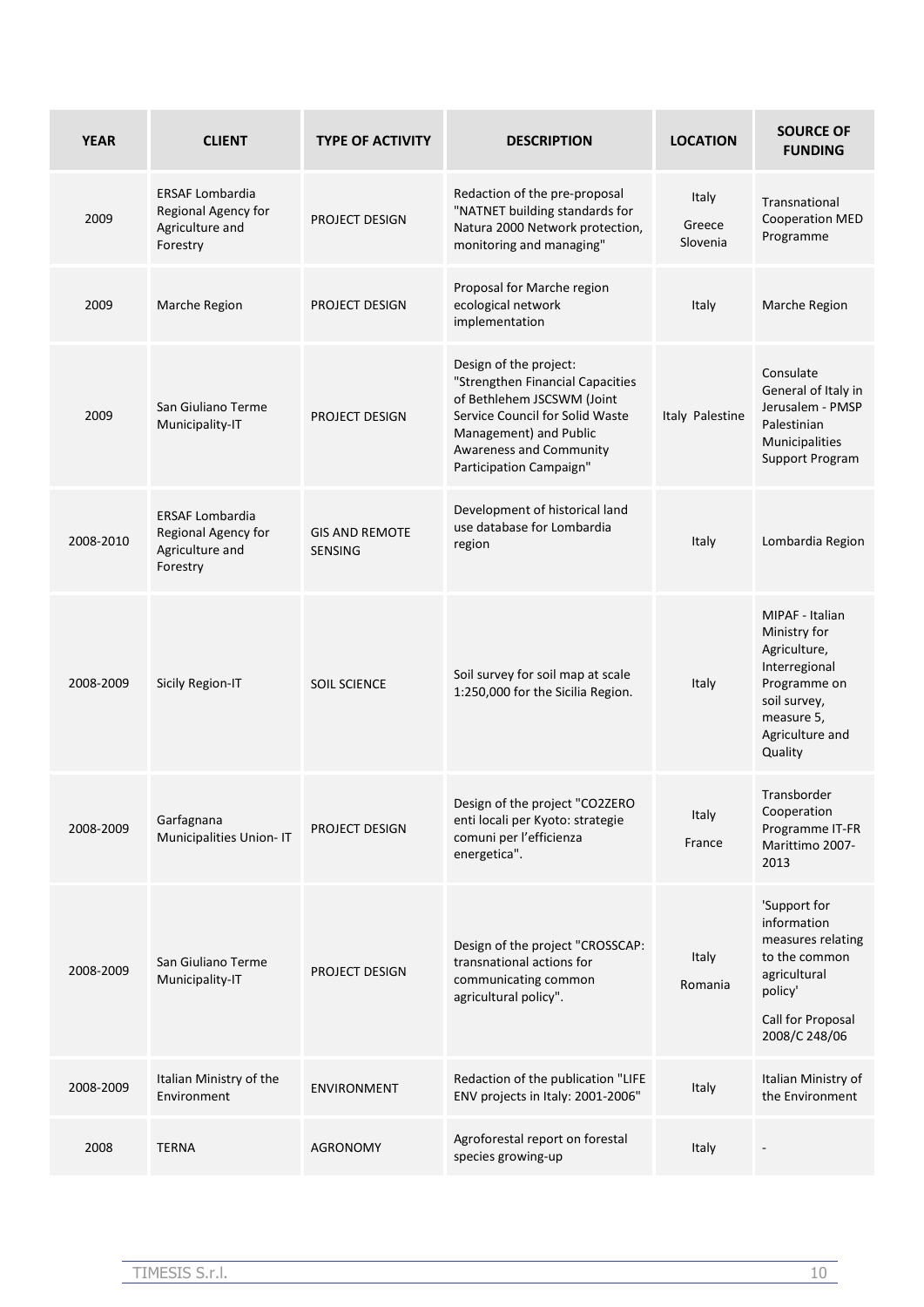| YEAR | CLIENT | TYPE OF ACTIVITY | DESCRIPTION | LOCATION | SOURCE OF FUNDING |
|---|---|---|---|---|---|
| 2009 | ERSAF Lombardia Regional Agency for Agriculture and Forestry | PROJECT DESIGN | Redaction of the pre-proposal "NATNET building standards for Natura 2000 Network protection, monitoring and managing" | Italy Greece Slovenia | Transnational Cooperation MED Programme |
| 2009 | Marche Region | PROJECT DESIGN | Proposal for Marche region ecological network implementation | Italy | Marche Region |
| 2009 | San Giuliano Terme Municipality-IT | PROJECT DESIGN | Design of the project: "Strengthen Financial Capacities of Bethlehem JSCSWM (Joint Service Council for Solid Waste Management) and Public Awareness and Community Participation Campaign" | Italy Palestine | Consulate General of Italy in Jerusalem - PMSP Palestinian Municipalities Support Program |
| 2008-2010 | ERSAF Lombardia Regional Agency for Agriculture and Forestry | GIS AND REMOTE SENSING | Development of historical land use database for Lombardia region | Italy | Lombardia Region |
| 2008-2009 | Sicily Region-IT | SOIL SCIENCE | Soil survey for soil map at scale 1:250,000 for the Sicilia Region. | Italy | MIPAF - Italian Ministry for Agriculture, Interregional Programme on soil survey, measure 5, Agriculture and Quality |
| 2008-2009 | Garfagnana Municipalities Union- IT | PROJECT DESIGN | Design of the project "CO2ZERO enti locali per Kyoto: strategie comuni per l'efficienza energetica". | Italy France | Transborder Cooperation Programme IT-FR Marittimo 2007-2013 |
| 2008-2009 | San Giuliano Terme Municipality-IT | PROJECT DESIGN | Design of the project "CROSSCAP: transnational actions for communicating common agricultural policy". | Italy Romania | 'Support for information measures relating to the common agricultural policy' Call for Proposal 2008/C 248/06 |
| 2008-2009 | Italian Ministry of the Environment | ENVIRONMENT | Redaction of the publication "LIFE ENV projects in Italy: 2001-2006" | Italy | Italian Ministry of the Environment |
| 2008 | TERNA | AGRONOMY | Agroforestal report on forestal species growing-up | Italy | - |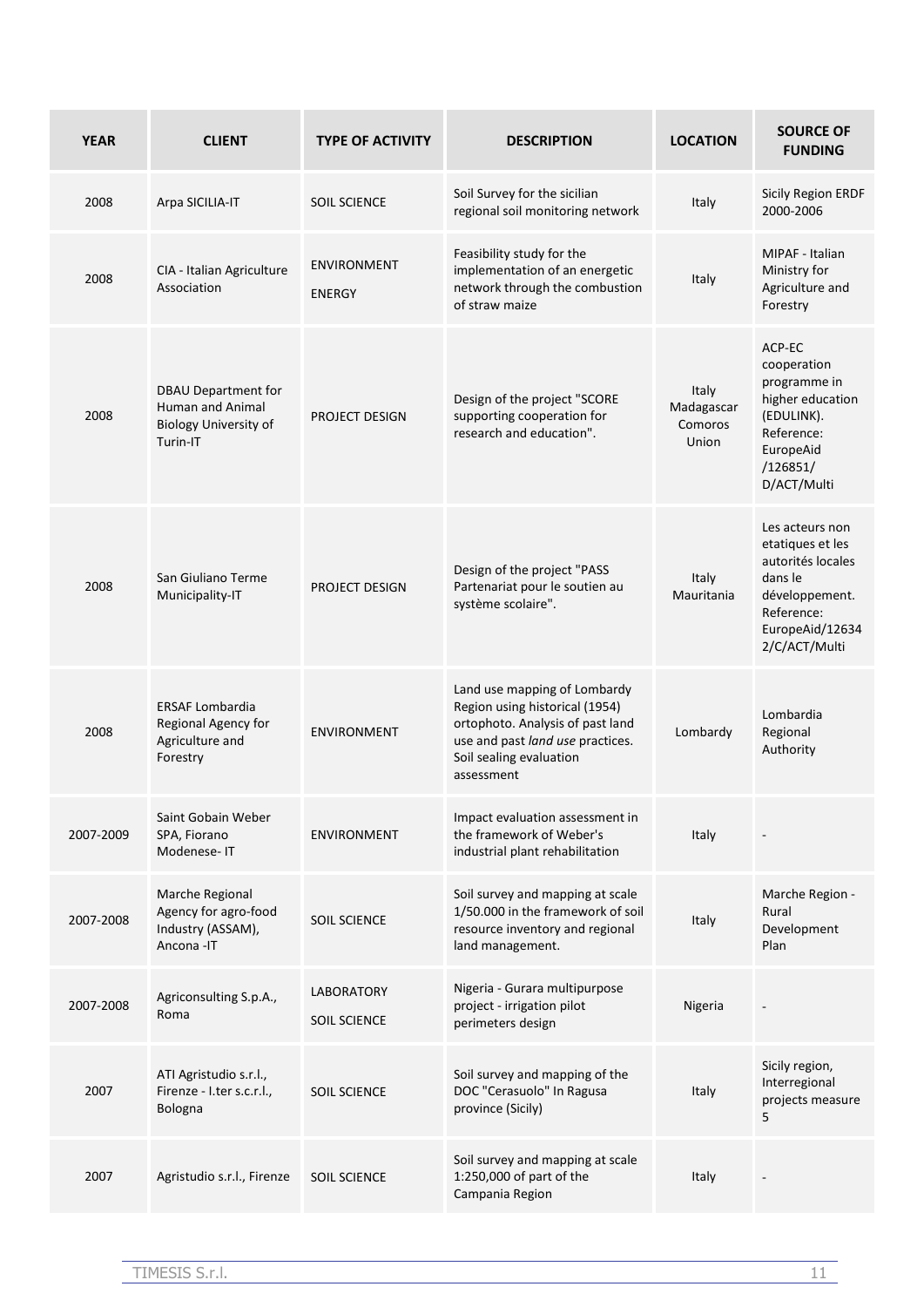| YEAR | CLIENT | TYPE OF ACTIVITY | DESCRIPTION | LOCATION | SOURCE OF FUNDING |
|---|---|---|---|---|---|
| 2008 | Arpa SICILIA-IT | SOIL SCIENCE | Soil Survey for the sicilian regional soil monitoring network | Italy | Sicily Region ERDF 2000-2006 |
| 2008 | CIA - Italian Agriculture Association | ENVIRONMENT ENERGY | Feasibility study for the implementation of an energetic network through the combustion of straw maize | Italy | MIPAF - Italian Ministry for Agriculture and Forestry |
| 2008 | DBAU Department for Human and Animal Biology University of Turin-IT | PROJECT DESIGN | Design of the project "SCORE supporting cooperation for research and education". | Italy Madagascar Comoros Union | ACP-EC cooperation programme in higher education (EDULINK). Reference: EuropeAid /126851/ D/ACT/Multi |
| 2008 | San Giuliano Terme Municipality-IT | PROJECT DESIGN | Design of the project "PASS Partenariat pour le soutien au système scolaire". | Italy Mauritania | Les acteurs non etatiques et les autorités locales dans le développement. Reference: EuropeAid/12634 2/C/ACT/Multi |
| 2008 | ERSAF Lombardia Regional Agency for Agriculture and Forestry | ENVIRONMENT | Land use mapping of Lombardy Region using historical (1954) ortophoto. Analysis of past land use and past *land use* practices. Soil sealing evaluation assessment | Lombardy | Lombardia Regional Authority |
| 2007-2009 | Saint Gobain Weber SPA, Fiorano Modenese- IT | ENVIRONMENT | Impact evaluation assessment in the framework of Weber's industrial plant rehabilitation | Italy | - |
| 2007-2008 | Marche Regional Agency for agro-food Industry (ASSAM), Ancona -IT | SOIL SCIENCE | Soil survey and mapping at scale 1/50.000 in the framework of soil resource inventory and regional land management. | Italy | Marche Region - Rural Development Plan |
| 2007-2008 | Agriconsulting S.p.A., Roma | LABORATORY SOIL SCIENCE | Nigeria - Gurara multipurpose project - irrigation pilot perimeters design | Nigeria | - |
| 2007 | ATI Agristudio s.r.l., Firenze - I.ter s.c.r.l., Bologna | SOIL SCIENCE | Soil survey and mapping of the DOC "Cerasuolo" In Ragusa province (Sicily) | Italy | Sicily region, Interregional projects measure 5 |
| 2007 | Agristudio s.r.l., Firenze | SOIL SCIENCE | Soil survey and mapping at scale 1:250,000 of part of the Campania Region | Italy | - |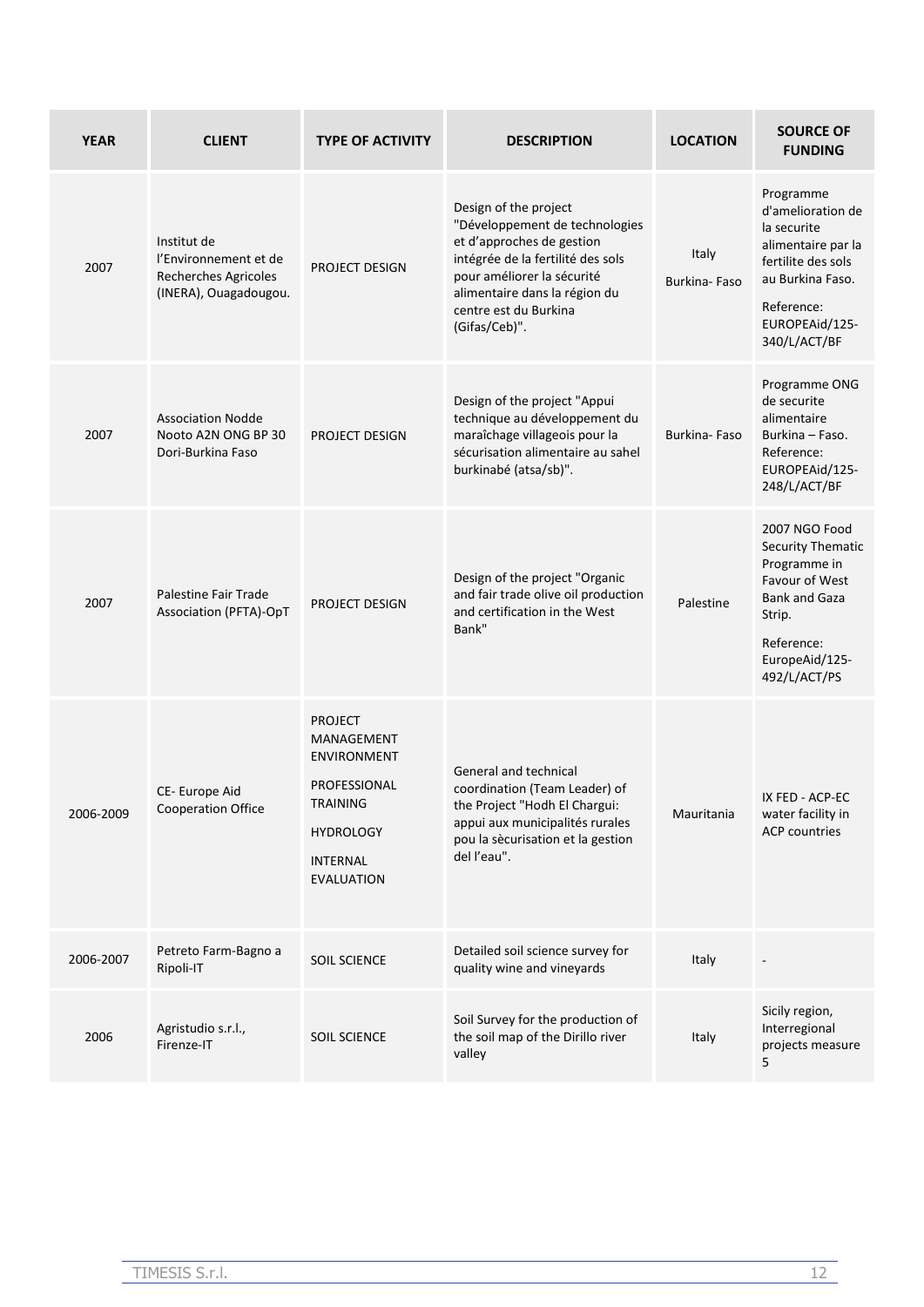| YEAR | CLIENT | TYPE OF ACTIVITY | DESCRIPTION | LOCATION | SOURCE OF FUNDING |
|---|---|---|---|---|---|
| 2007 | Institut de l'Environnement et de Recherches Agricoles (INERA), Ouagadougou. | PROJECT DESIGN | Design of the project "Développement de technologies et d'approches de gestion intégrée de la fertilité des sols pour améliorer la sécurité alimentaire dans la région du centre est du Burkina (Gifas/Ceb)". | Italy Burkina- Faso | Programme d'amelioration de la securite alimentaire par la fertilite des sols au Burkina Faso. Reference: EUROPEAid/125-340/L/ACT/BF |
| 2007 | Association Nodde Nooto A2N ONG BP 30 Dori-Burkina Faso | PROJECT DESIGN | Design of the project "Appui technique au développement du maraîchage villageois pour la sécurisation alimentaire au sahel burkinabé (atsa/sb)". | Burkina- Faso | Programme ONG de securite alimentaire Burkina – Faso. Reference: EUROPEAid/125-248/L/ACT/BF |
| 2007 | Palestine Fair Trade Association (PFTA)-OpT | PROJECT DESIGN | Design of the project "Organic and fair trade olive oil production and certification in the West Bank" | Palestine | 2007 NGO Food Security Thematic Programme in Favour of West Bank and Gaza Strip. Reference: EuropeAid/125-492/L/ACT/PS |
| 2006-2009 | CE- Europe Aid Cooperation Office | PROJECT MANAGEMENT ENVIRONMENT PROFESSIONAL TRAINING HYDROLOGY INTERNAL EVALUATION | General and technical coordination (Team Leader) of the Project "Hodh El Chargui: appui aux municipalités rurales pou la sècurisation et la gestion del l'eau". | Mauritania | IX FED - ACP-EC water facility in ACP countries |
| 2006-2007 | Petreto Farm-Bagno a Ripoli-IT | SOIL SCIENCE | Detailed soil science survey for quality wine and vineyards | Italy | - |
| 2006 | Agristudio s.r.l., Firenze-IT | SOIL SCIENCE | Soil Survey for the production of the soil map of the Dirillo river valley | Italy | Sicily region, Interregional projects measure 5 |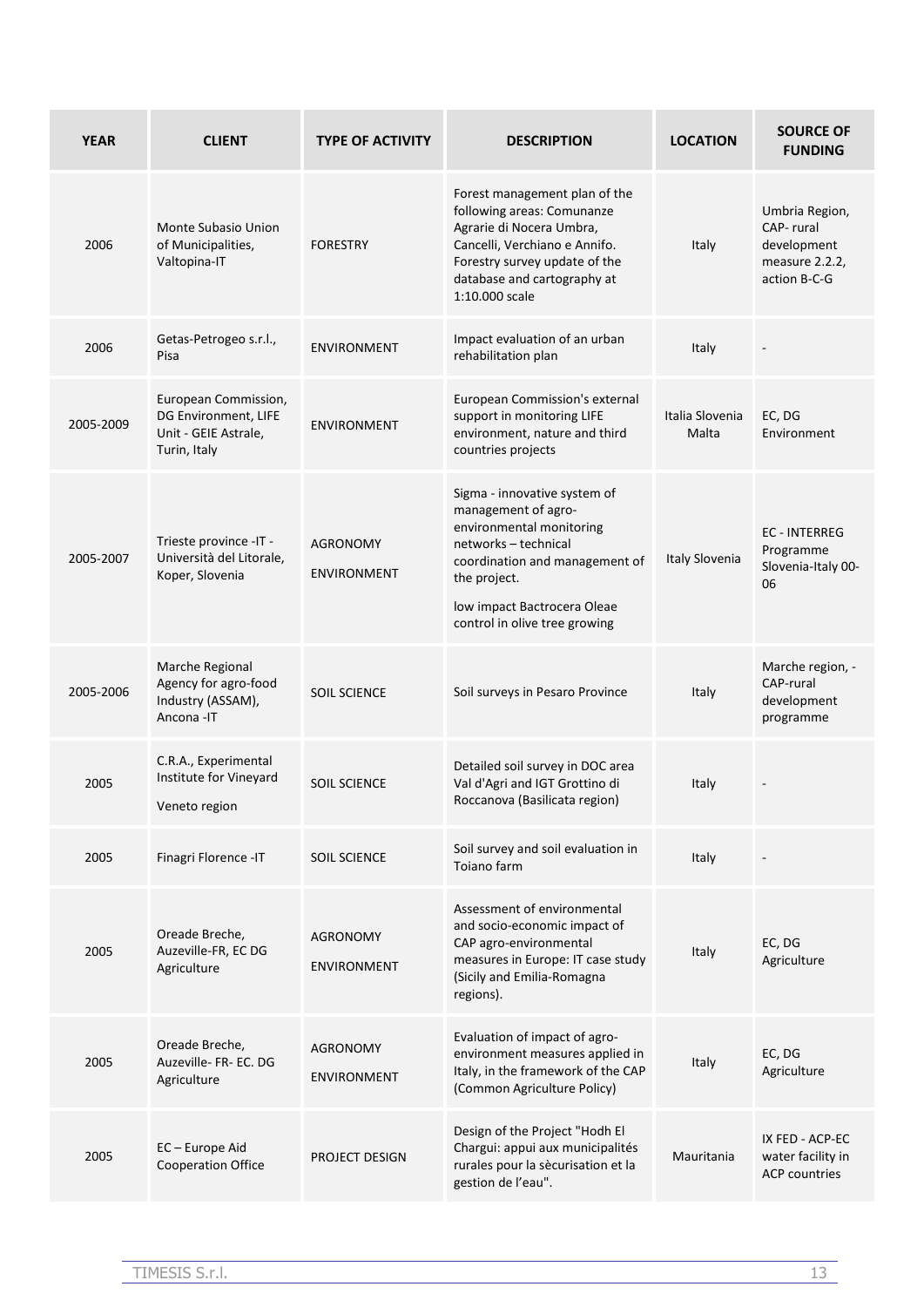| YEAR | CLIENT | TYPE OF ACTIVITY | DESCRIPTION | LOCATION | SOURCE OF FUNDING |
|---|---|---|---|---|---|
| 2006 | Monte Subasio Union of Municipalities, Valtopina-IT | FORESTRY | Forest management plan of the following areas: Comunanze Agrarie di Nocera Umbra, Cancelli, Verchiano e Annifo. Forestry survey update of the database and cartography at 1:10.000 scale | Italy | Umbria Region, CAP- rural development measure 2.2.2, action B-C-G |
| 2006 | Getas-Petrogeo s.r.l., Pisa | ENVIRONMENT | Impact evaluation of an urban rehabilitation plan | Italy | - |
| 2005-2009 | European Commission, DG Environment, LIFE Unit - GEIE Astrale, Turin, Italy | ENVIRONMENT | European Commission's external support in monitoring LIFE environment, nature and third countries projects | Italia Slovenia Malta | EC, DG Environment |
| 2005-2007 | Trieste province -IT - Università del Litorale, Koper, Slovenia | AGRONOMY ENVIRONMENT | Sigma - innovative system of management of agro-environmental monitoring networks – technical coordination and management of the project. low impact Bactrocera Oleae control in olive tree growing | Italy Slovenia | EC - INTERREG Programme Slovenia-Italy 00-06 |
| 2005-2006 | Marche Regional Agency for agro-food Industry (ASSAM), Ancona -IT | SOIL SCIENCE | Soil surveys in Pesaro Province | Italy | Marche region, - CAP-rural development programme |
| 2005 | C.R.A., Experimental Institute for Vineyard Veneto region | SOIL SCIENCE | Detailed soil survey in DOC area Val d'Agri and IGT Grottino di Roccanova (Basilicata region) | Italy | - |
| 2005 | Finagri Florence -IT | SOIL SCIENCE | Soil survey and soil evaluation in Toiano farm | Italy | - |
| 2005 | Oreade Breche, Auzeville-FR, EC DG Agriculture | AGRONOMY ENVIRONMENT | Assessment of environmental and socio-economic impact of CAP agro-environmental measures in Europe: IT case study (Sicily and Emilia-Romagna regions). | Italy | EC, DG Agriculture |
| 2005 | Oreade Breche, Auzeville- FR- EC. DG Agriculture | AGRONOMY ENVIRONMENT | Evaluation of impact of agro-environment measures applied in Italy, in the framework of the CAP (Common Agriculture Policy) | Italy | EC, DG Agriculture |
| 2005 | EC – Europe Aid Cooperation Office | PROJECT DESIGN | Design of the Project "Hodh El Chargui: appui aux municipalités rurales pour la sècurisation et la gestion de l'eau". | Mauritania | IX FED - ACP-EC water facility in ACP countries |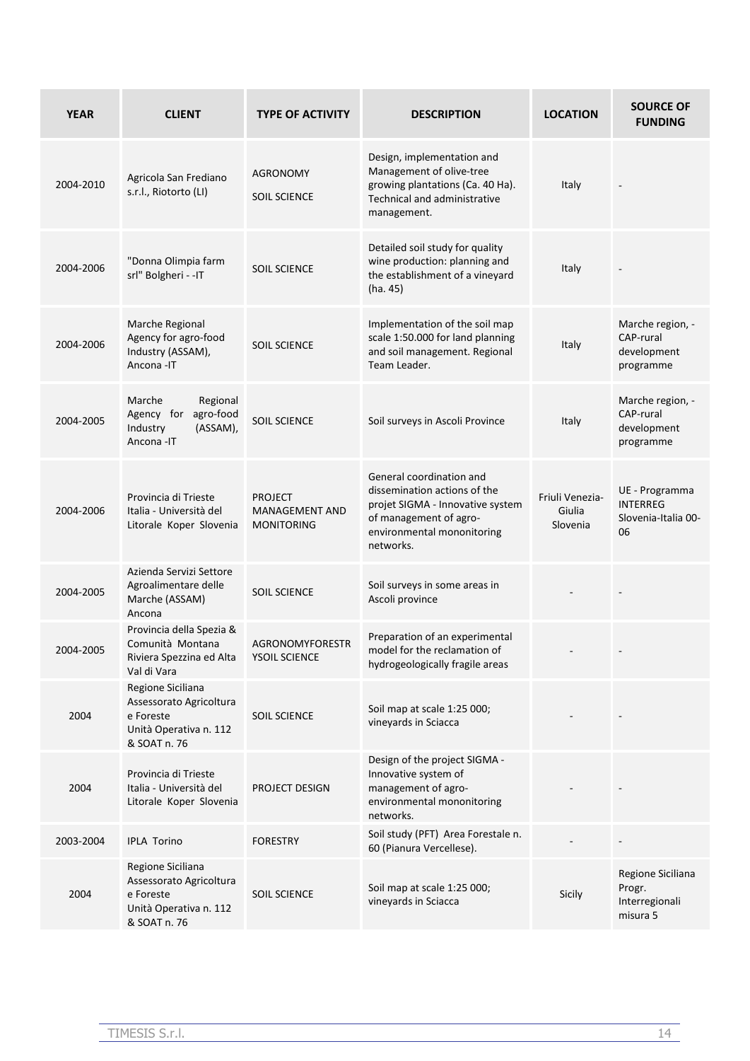| YEAR | CLIENT | TYPE OF ACTIVITY | DESCRIPTION | LOCATION | SOURCE OF FUNDING |
|---|---|---|---|---|---|
| 2004-2010 | Agricola San Frediano s.r.l., Riotorto (LI) | AGRONOMY SOIL SCIENCE | Design, implementation and Management of olive-tree growing plantations (Ca. 40 Ha). Technical and administrative management. | Italy | - |
| 2004-2006 | "Donna Olimpia farm srl" Bolgheri - -IT | SOIL SCIENCE | Detailed soil study for quality wine production: planning and the establishment of a vineyard (ha. 45) | Italy | - |
| 2004-2006 | Marche Regional Agency for agro-food Industry (ASSAM), Ancona -IT | SOIL SCIENCE | Implementation of the soil map scale 1:50.000 for land planning and soil management. Regional Team Leader. | Italy | Marche region, - CAP-rural development programme |
| 2004-2005 | Marche Regional Agency for agro-food Industry (ASSAM), Ancona -IT | SOIL SCIENCE | Soil surveys in Ascoli Province | Italy | Marche region, - CAP-rural development programme |
| 2004-2006 | Provincia di Trieste Italia - Università del Litorale Koper Slovenia | PROJECT MANAGEMENT AND MONITORING | General coordination and dissemination actions of the projet SIGMA - Innovative system of management of agro-environmental mononitoring networks. | Friuli Venezia-Giulia Slovenia | UE - Programma INTERREG Slovenia-Italia 00-06 |
| 2004-2005 | Azienda Servizi Settore Agroalimentare delle Marche (ASSAM) Ancona | SOIL SCIENCE | Soil surveys in some areas in Ascoli province | - | - |
| 2004-2005 | Provincia della Spezia & Comunità Montana Riviera Spezzina ed Alta Val di Vara | AGRONOMYFORESTR YSOIL SCIENCE | Preparation of an experimental model for the reclamation of hydrogeologically fragile areas | - | - |
| 2004 | Regione Siciliana Assessorato Agricoltura e Foreste Unità Operativa n. 112 & SOAT n. 76 | SOIL SCIENCE | Soil map at scale 1:25 000; vineyards in Sciacca | - | - |
| 2004 | Provincia di Trieste Italia - Università del Litorale Koper Slovenia | PROJECT DESIGN | Design of the project SIGMA - Innovative system of management of agro-environmental mononitoring networks. | - | - |
| 2003-2004 | IPLA Torino | FORESTRY | Soil study (PFT) Area Forestale n. 60 (Pianura Vercellese). | - | - |
| 2004 | Regione Siciliana Assessorato Agricoltura e Foreste Unità Operativa n. 112 & SOAT n. 76 | SOIL SCIENCE | Soil map at scale 1:25 000; vineyards in Sciacca | Sicily | Regione Siciliana Progr. Interregionali misura 5 |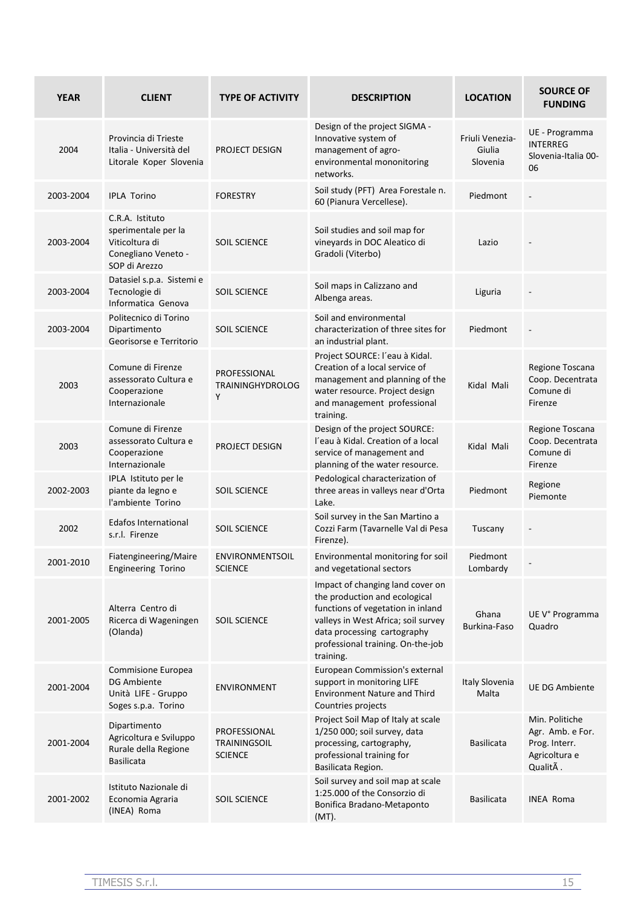| YEAR | CLIENT | TYPE OF ACTIVITY | DESCRIPTION | LOCATION | SOURCE OF FUNDING |
|---|---|---|---|---|---|
| 2004 | Provincia di Trieste Italia - Università del Litorale Koper Slovenia | PROJECT DESIGN | Design of the project SIGMA - Innovative system of management of agro-environmental mononitoring networks. | Friuli Venezia-Giulia Slovenia | UE - Programma INTERREG Slovenia-Italia 00-06 |
| 2003-2004 | IPLA Torino | FORESTRY | Soil study (PFT) Area Forestale n. 60 (Pianura Vercellese). | Piedmont | - |
| 2003-2004 | C.R.A. Istituto sperimentale per la Viticoltura di Conegliano Veneto - SOP di Arezzo | SOIL SCIENCE | Soil studies and soil map for vineyards in DOC Aleatico di Gradoli (Viterbo) | Lazio | - |
| 2003-2004 | Datasiel s.p.a. Sistemi e Tecnologie di Informatica Genova | SOIL SCIENCE | Soil maps in Calizzano and Albenga areas. | Liguria | - |
| 2003-2004 | Politecnico di Torino Dipartimento Georisorse e Territorio | SOIL SCIENCE | Soil and environmental characterization of three sites for an industrial plant. | Piedmont | - |
| 2003 | Comune di Firenze assessorato Cultura e Cooperazione Internazionale | PROFESSIONAL TRAININGHYDROLOGY | Project SOURCE: l´eau à Kidal. Creation of a local service of management and planning of the water resource. Project design and management professional training. | Kidal Mali | Regione Toscana Coop. Decentrata Comune di Firenze |
| 2003 | Comune di Firenze assessorato Cultura e Cooperazione Internazionale | PROJECT DESIGN | Design of the project SOURCE: l´eau à Kidal. Creation of a local service of management and planning of the water resource. | Kidal Mali | Regione Toscana Coop. Decentrata Comune di Firenze |
| 2002-2003 | IPLA Istituto per le piante da legno e l'ambiente Torino | SOIL SCIENCE | Pedological characterization of three areas in valleys near d'Orta Lake. | Piedmont | Regione Piemonte |
| 2002 | Edafos International s.r.l. Firenze | SOIL SCIENCE | Soil survey in the San Martino a Cozzi Farm (Tavarnelle Val di Pesa Firenze). | Tuscany | - |
| 2001-2010 | Fiatengineering/Maire Engineering Torino | ENVIRONMENTSOIL SCIENCE | Environmental monitoring for soil and vegetational sectors | Piedmont Lombardy | - |
| 2001-2005 | Alterra Centro di Ricerca di Wageningen (Olanda) | SOIL SCIENCE | Impact of changing land cover on the production and ecological functions of vegetation in inland valleys in West Africa; soil survey data processing cartography professional training. On-the-job training. | Ghana Burkina-Faso | UE V° Programma Quadro |
| 2001-2004 | Commisione Europea DG Ambiente Unità LIFE - Gruppo Soges s.p.a. Torino | ENVIRONMENT | European Commission's external support in monitoring LIFE Environment Nature and Third Countries projects | Italy Slovenia Malta | UE DG Ambiente |
| 2001-2004 | Dipartimento Agricoltura e Sviluppo Rurale della Regione Basilicata | PROFESSIONAL TRAININGSOIL SCIENCE | Project Soil Map of Italy at scale 1/250 000; soil survey, data processing, cartography, professional training for Basilicata Region. | Basilicata | Min. Politiche Agr. Amb. e For. Prog. Interr. Agricoltura e QualitÃ . |
| 2001-2002 | Istituto Nazionale di Economia Agraria (INEA) Roma | SOIL SCIENCE | Soil survey and soil map at scale 1:25.000 of the Consorzio di Bonifica Bradano-Metaponto (MT). | Basilicata | INEA Roma |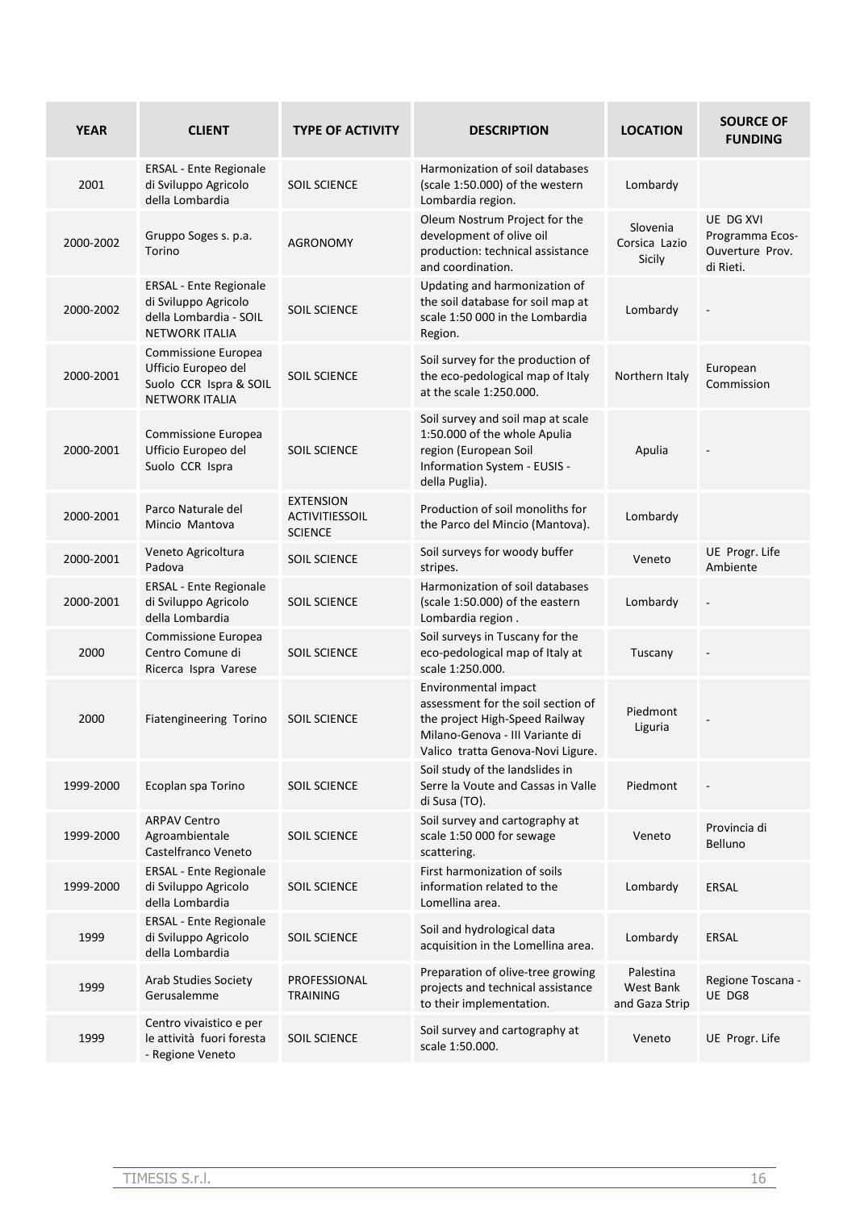| YEAR | CLIENT | TYPE OF ACTIVITY | DESCRIPTION | LOCATION | SOURCE OF FUNDING |
|---|---|---|---|---|---|
| 2001 | ERSAL - Ente Regionale di Sviluppo Agricolo della Lombardia | SOIL SCIENCE | Harmonization of soil databases (scale 1:50.000) of the western Lombardia region. | Lombardy | |
| 2000-2002 | Gruppo Soges s. p.a. Torino | AGRONOMY | Oleum Nostrum Project for the development of olive oil production: technical assistance and coordination. | Slovenia Corsica Lazio Sicily | UE DG XVI Programma Ecos-Ouverture Prov. di Rieti. |
| 2000-2002 | ERSAL - Ente Regionale di Sviluppo Agricolo della Lombardia - SOIL NETWORK ITALIA | SOIL SCIENCE | Updating and harmonization of the soil database for soil map at scale 1:50 000 in the Lombardia Region. | Lombardy | - |
| 2000-2001 | Commissione Europea Ufficio Europeo del Suolo CCR Ispra & SOIL NETWORK ITALIA | SOIL SCIENCE | Soil survey for the production of the eco-pedological map of Italy at the scale 1:250.000. | Northern Italy | European Commission |
| 2000-2001 | Commissione Europea Ufficio Europeo del Suolo CCR Ispra | SOIL SCIENCE | Soil survey and soil map at scale 1:50.000 of the whole Apulia region (European Soil Information System - EUSIS - della Puglia). | Apulia | - |
| 2000-2001 | Parco Naturale del Mincio Mantova | EXTENSION ACTIVITIESSOIL SCIENCE | Production of soil monoliths for the Parco del Mincio (Mantova). | Lombardy | |
| 2000-2001 | Veneto Agricoltura Padova | SOIL SCIENCE | Soil surveys for woody buffer stripes. | Veneto | UE Progr. Life Ambiente |
| 2000-2001 | ERSAL - Ente Regionale di Sviluppo Agricolo della Lombardia | SOIL SCIENCE | Harmonization of soil databases (scale 1:50.000) of the eastern Lombardia region . | Lombardy | - |
| 2000 | Commissione Europea Centro Comune di Ricerca Ispra Varese | SOIL SCIENCE | Soil surveys in Tuscany for the eco-pedological map of Italy at scale 1:250.000. | Tuscany | - |
| 2000 | Fiatengineering Torino | SOIL SCIENCE | Environmental impact assessment for the soil section of the project High-Speed Railway Milano-Genova - III Variante di Valico tratta Genova-Novi Ligure. | Piedmont Liguria | - |
| 1999-2000 | Ecoplan spa Torino | SOIL SCIENCE | Soil study of the landslides in Serre la Voute and Cassas in Valle di Susa (TO). | Piedmont | - |
| 1999-2000 | ARPAV Centro Agroambientale Castelfranco Veneto | SOIL SCIENCE | Soil survey and cartography at scale 1:50 000 for sewage scattering. | Veneto | Provincia di Belluno |
| 1999-2000 | ERSAL - Ente Regionale di Sviluppo Agricolo della Lombardia | SOIL SCIENCE | First harmonization of soils information related to the Lomellina area. | Lombardy | ERSAL |
| 1999 | ERSAL - Ente Regionale di Sviluppo Agricolo della Lombardia | SOIL SCIENCE | Soil and hydrological data acquisition in the Lomellina area. | Lombardy | ERSAL |
| 1999 | Arab Studies Society Gerusalemme | PROFESSIONAL TRAINING | Preparation of olive-tree growing projects and technical assistance to their implementation. | Palestina West Bank and Gaza Strip | Regione Toscana - UE DG8 |
| 1999 | Centro vivaistico e per le attività fuori foresta - Regione Veneto | SOIL SCIENCE | Soil survey and cartography at scale 1:50.000. | Veneto | UE Progr. Life |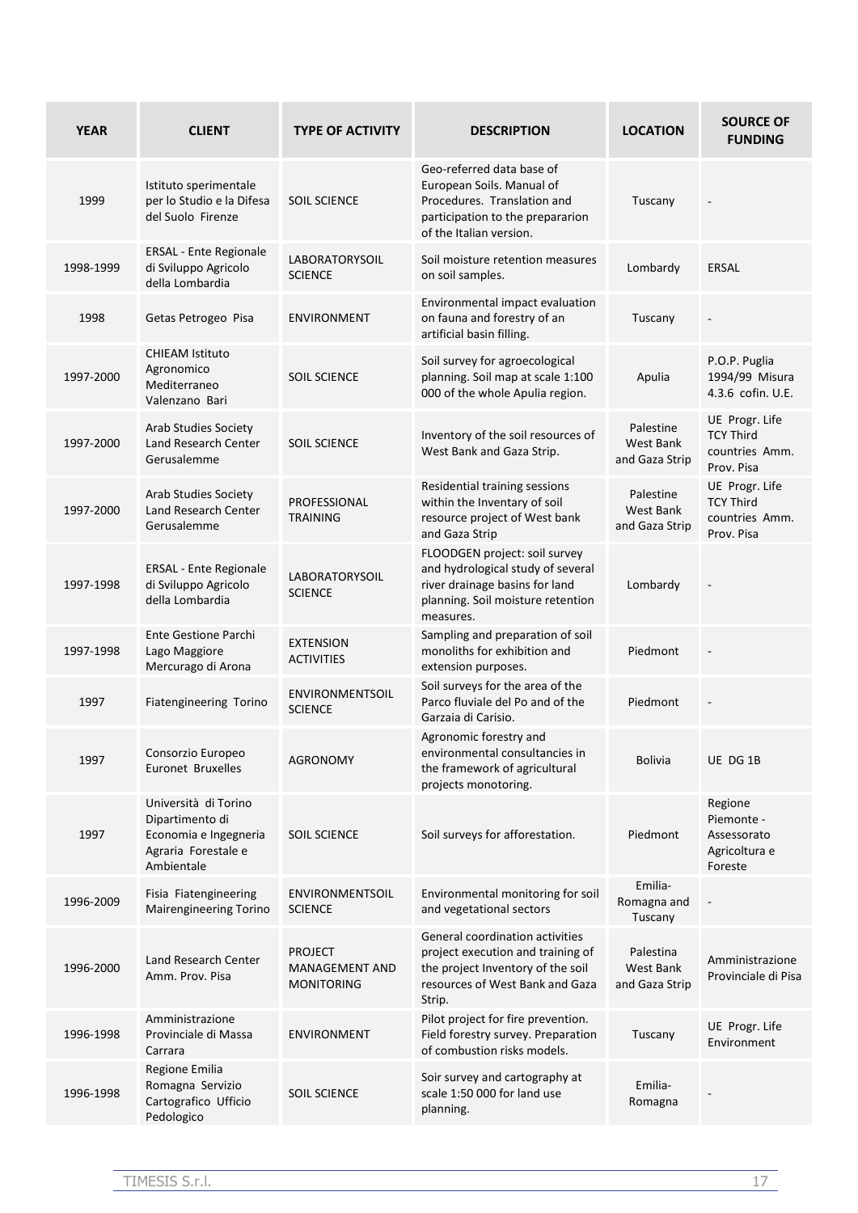| YEAR | CLIENT | TYPE OF ACTIVITY | DESCRIPTION | LOCATION | SOURCE OF FUNDING |
|---|---|---|---|---|---|
| 1999 | Istituto sperimentale per lo Studio e la Difesa del Suolo Firenze | SOIL SCIENCE | Geo-referred data base of European Soils. Manual of Procedures. Translation and participation to the prepararion of the Italian version. | Tuscany | - |
| 1998-1999 | ERSAL - Ente Regionale di Sviluppo Agricolo della Lombardia | LABORATORYSOIL SCIENCE | Soil moisture retention measures on soil samples. | Lombardy | ERSAL |
| 1998 | Getas Petrogeo Pisa | ENVIRONMENT | Environmental impact evaluation on fauna and forestry of an artificial basin filling. | Tuscany | - |
| 1997-2000 | CHIEAM Istituto Agronomico Mediterraneo Valenzano Bari | SOIL SCIENCE | Soil survey for agroecological planning. Soil map at scale 1:100 000 of the whole Apulia region. | Apulia | P.O.P. Puglia 1994/99 Misura 4.3.6 cofin. U.E. |
| 1997-2000 | Arab Studies Society Land Research Center Gerusalemme | SOIL SCIENCE | Inventory of the soil resources of West Bank and Gaza Strip. | Palestine West Bank and Gaza Strip | UE Progr. Life TCY Third countries Amm. Prov. Pisa |
| 1997-2000 | Arab Studies Society Land Research Center Gerusalemme | PROFESSIONAL TRAINING | Residential training sessions within the Inventary of soil resource project of West bank and Gaza Strip | Palestine West Bank and Gaza Strip | UE Progr. Life TCY Third countries Amm. Prov. Pisa |
| 1997-1998 | ERSAL - Ente Regionale di Sviluppo Agricolo della Lombardia | LABORATORYSOIL SCIENCE | FLOODGEN project: soil survey and hydrological study of several river drainage basins for land planning. Soil moisture retention measures. | Lombardy | - |
| 1997-1998 | Ente Gestione Parchi Lago Maggiore Mercurago di Arona | EXTENSION ACTIVITIES | Sampling and preparation of soil monoliths for exhibition and extension purposes. | Piedmont | - |
| 1997 | Fiatengineering Torino | ENVIRONMENTSOIL SCIENCE | Soil surveys for the area of the Parco fluviale del Po and of the Garzaia di Carisio. | Piedmont | - |
| 1997 | Consorzio Europeo Euronet Bruxelles | AGRONOMY | Agronomic forestry and environmental consultancies in the framework of agricultural projects monotoring. | Bolivia | UE DG 1B |
| 1997 | Università di Torino Dipartimento di Economia e Ingegneria Agraria Forestale e Ambientale | SOIL SCIENCE | Soil surveys for afforestation. | Piedmont | Regione Piemonte - Assessorato Agricoltura e Foreste |
| 1996-2009 | Fisia Fiatengineering Mairengineering Torino | ENVIRONMENTSOIL SCIENCE | Environmental monitoring for soil and vegetational sectors | Emilia-Romagna and Tuscany | - |
| 1996-2000 | Land Research Center Amm. Prov. Pisa | PROJECT MANAGEMENT AND MONITORING | General coordination activities project execution and training of the project Inventory of the soil resources of West Bank and Gaza Strip. | Palestina West Bank and Gaza Strip | Amministrazione Provinciale di Pisa |
| 1996-1998 | Amministrazione Provinciale di Massa Carrara | ENVIRONMENT | Pilot project for fire prevention. Field forestry survey. Preparation of combustion risks models. | Tuscany | UE Progr. Life Environment |
| 1996-1998 | Regione Emilia Romagna Servizio Cartografico Ufficio Pedologico | SOIL SCIENCE | Soir survey and cartography at scale 1:50 000 for land use planning. | Emilia-Romagna | - |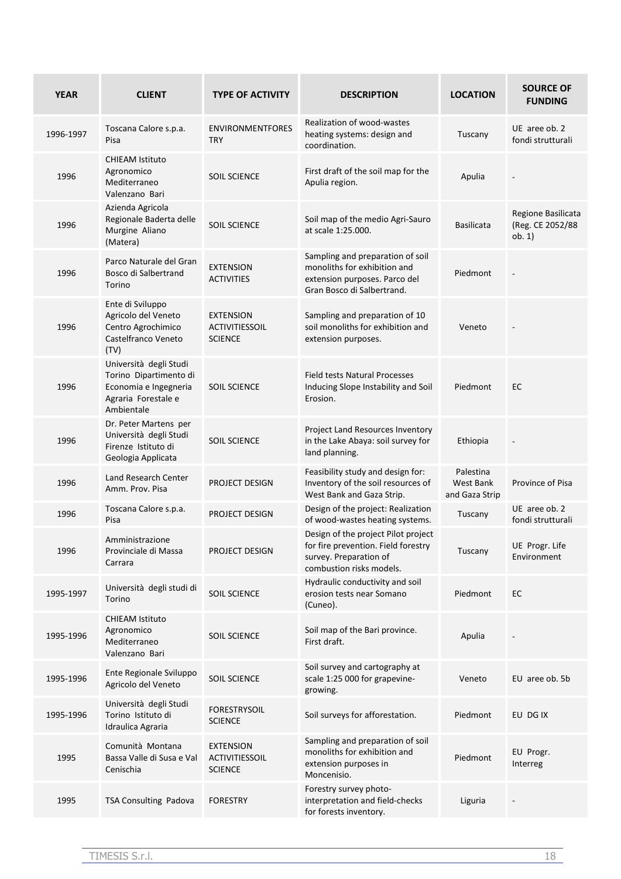| YEAR | CLIENT | TYPE OF ACTIVITY | DESCRIPTION | LOCATION | SOURCE OF FUNDING |
|---|---|---|---|---|---|
| 1996-1997 | Toscana Calore s.p.a. Pisa | ENVIRONMENTFORESTRY | Realization of wood-wastes heating systems: design and coordination. | Tuscany | UE aree ob. 2 fondi strutturali |
| 1996 | CHIEAM Istituto Agronomico Mediterraneo Valenzano Bari | SOIL SCIENCE | First draft of the soil map for the Apulia region. | Apulia | - |
| 1996 | Azienda Agricola Regionale Baderta delle Murgine Aliano (Matera) | SOIL SCIENCE | Soil map of the medio Agri-Sauro at scale 1:25.000. | Basilicata | Regione Basilicata (Reg. CE 2052/88 ob. 1) |
| 1996 | Parco Naturale del Gran Bosco di Salbertrand Torino | EXTENSION ACTIVITIES | Sampling and preparation of soil monoliths for exhibition and extension purposes. Parco del Gran Bosco di Salbertrand. | Piedmont | - |
| 1996 | Ente di Sviluppo Agricolo del Veneto Centro Agrochimico Castelfranco Veneto (TV) | EXTENSION ACTIVITIESSOIL SCIENCE | Sampling and preparation of 10 soil monoliths for exhibition and extension purposes. | Veneto | - |
| 1996 | Università degli Studi Torino Dipartimento di Economia e Ingegneria Agraria Forestale e Ambientale | SOIL SCIENCE | Field tests Natural Processes Inducing Slope Instability and Soil Erosion. | Piedmont | EC |
| 1996 | Dr. Peter Martens per Università degli Studi Firenze Istituto di Geologia Applicata | SOIL SCIENCE | Project Land Resources Inventory in the Lake Abaya: soil survey for land planning. | Ethiopia | - |
| 1996 | Land Research Center Amm. Prov. Pisa | PROJECT DESIGN | Feasibility study and design for: Inventory of the soil resources of West Bank and Gaza Strip. | Palestina West Bank and Gaza Strip | Province of Pisa |
| 1996 | Toscana Calore s.p.a. Pisa | PROJECT DESIGN | Design of the project: Realization of wood-wastes heating systems. | Tuscany | UE aree ob. 2 fondi strutturali |
| 1996 | Amministrazione Provinciale di Massa Carrara | PROJECT DESIGN | Design of the project Pilot project for fire prevention. Field forestry survey. Preparation of combustion risks models. | Tuscany | UE Progr. Life Environment |
| 1995-1997 | Università degli studi di Torino | SOIL SCIENCE | Hydraulic conductivity and soil erosion tests near Somano (Cuneo). | Piedmont | EC |
| 1995-1996 | CHIEAM Istituto Agronomico Mediterraneo Valenzano Bari | SOIL SCIENCE | Soil map of the Bari province. First draft. | Apulia | - |
| 1995-1996 | Ente Regionale Sviluppo Agricolo del Veneto | SOIL SCIENCE | Soil survey and cartography at scale 1:25 000 for grapevine-growing. | Veneto | EU aree ob. 5b |
| 1995-1996 | Università degli Studi Torino Istituto di Idraulica Agraria | FORESTRYSOIL SCIENCE | Soil surveys for afforestation. | Piedmont | EU DG IX |
| 1995 | Comunità Montana Bassa Valle di Susa e Val Cenischia | EXTENSION ACTIVITIESSOIL SCIENCE | Sampling and preparation of soil monoliths for exhibition and extension purposes in Moncenisio. | Piedmont | EU Progr. Interreg |
| 1995 | TSA Consulting Padova | FORESTRY | Forestry survey photo-interpretation and field-checks for forests inventory. | Liguria | - |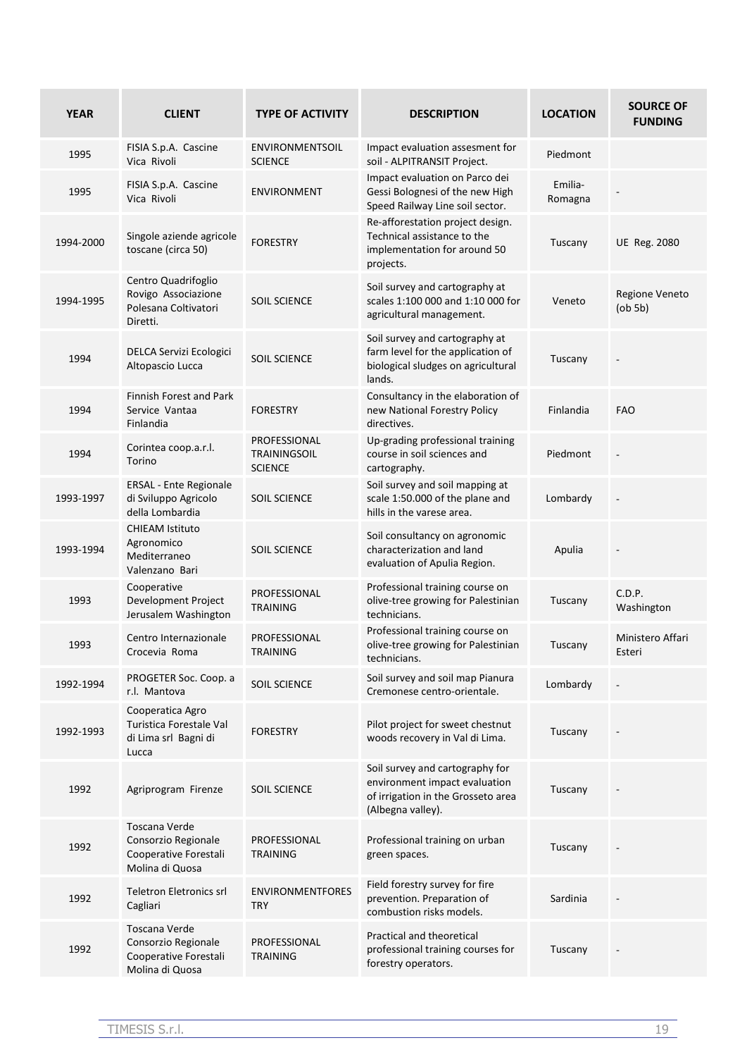| YEAR | CLIENT | TYPE OF ACTIVITY | DESCRIPTION | LOCATION | SOURCE OF FUNDING |
|---|---|---|---|---|---|
| 1995 | FISIA S.p.A. Cascine Vica Rivoli | ENVIRONMENTSOIL SCIENCE | Impact evaluation assesment for soil - ALPITRANSIT Project. | Piedmont | |
| 1995 | FISIA S.p.A. Cascine Vica Rivoli | ENVIRONMENT | Impact evaluation on Parco dei Gessi Bolognesi of the new High Speed Railway Line soil sector. | Emilia-Romagna | - |
| 1994-2000 | Singole aziende agricole toscane (circa 50) | FORESTRY | Re-afforestation project design. Technical assistance to the implementation for around 50 projects. | Tuscany | UE Reg. 2080 |
| 1994-1995 | Centro Quadrifoglio Rovigo Associazione Polesana Coltivatori Diretti. | SOIL SCIENCE | Soil survey and cartography at scales 1:100 000 and 1:10 000 for agricultural management. | Veneto | Regione Veneto (ob 5b) |
| 1994 | DELCA Servizi Ecologici Altopascio Lucca | SOIL SCIENCE | Soil survey and cartography at farm level for the application of biological sludges on agricultural lands. | Tuscany | - |
| 1994 | Finnish Forest and Park Service Vantaa Finlandia | FORESTRY | Consultancy in the elaboration of new National Forestry Policy directives. | Finlandia | FAO |
| 1994 | Corintea coop.a.r.l. Torino | PROFESSIONAL TRAININGSOIL SCIENCE | Up-grading professional training course in soil sciences and cartography. | Piedmont | - |
| 1993-1997 | ERSAL - Ente Regionale di Sviluppo Agricolo della Lombardia | SOIL SCIENCE | Soil survey and soil mapping at scale 1:50.000 of the plane and hills in the varese area. | Lombardy | - |
| 1993-1994 | CHIEAM Istituto Agronomico Mediterraneo Valenzano Bari | SOIL SCIENCE | Soil consultancy on agronomic characterization and land evaluation of Apulia Region. | Apulia | - |
| 1993 | Cooperative Development Project Jerusalem Washington | PROFESSIONAL TRAINING | Professional training course on olive-tree growing for Palestinian technicians. | Tuscany | C.D.P. Washington |
| 1993 | Centro Internazionale Crocevia Roma | PROFESSIONAL TRAINING | Professional training course on olive-tree growing for Palestinian technicians. | Tuscany | Ministero Affari Esteri |
| 1992-1994 | PROGETER Soc. Coop. a r.l. Mantova | SOIL SCIENCE | Soil survey and soil map Pianura Cremonese centro-orientale. | Lombardy | - |
| 1992-1993 | Cooperatica Agro Turistica Forestale Val di Lima srl Bagni di Lucca | FORESTRY | Pilot project for sweet chestnut woods recovery in Val di Lima. | Tuscany | - |
| 1992 | Agriprogram Firenze | SOIL SCIENCE | Soil survey and cartography for environment impact evaluation of irrigation in the Grosseto area (Albegna valley). | Tuscany | - |
| 1992 | Toscana Verde Consorzio Regionale Cooperative Forestali Molina di Quosa | PROFESSIONAL TRAINING | Professional training on urban green spaces. | Tuscany | - |
| 1992 | Teletron Eletronics srl Cagliari | ENVIRONMENTFORESTRY | Field forestry survey for fire prevention. Preparation of combustion risks models. | Sardinia | - |
| 1992 | Toscana Verde Consorzio Regionale Cooperative Forestali Molina di Quosa | PROFESSIONAL TRAINING | Practical and theoretical professional training courses for forestry operators. | Tuscany | - |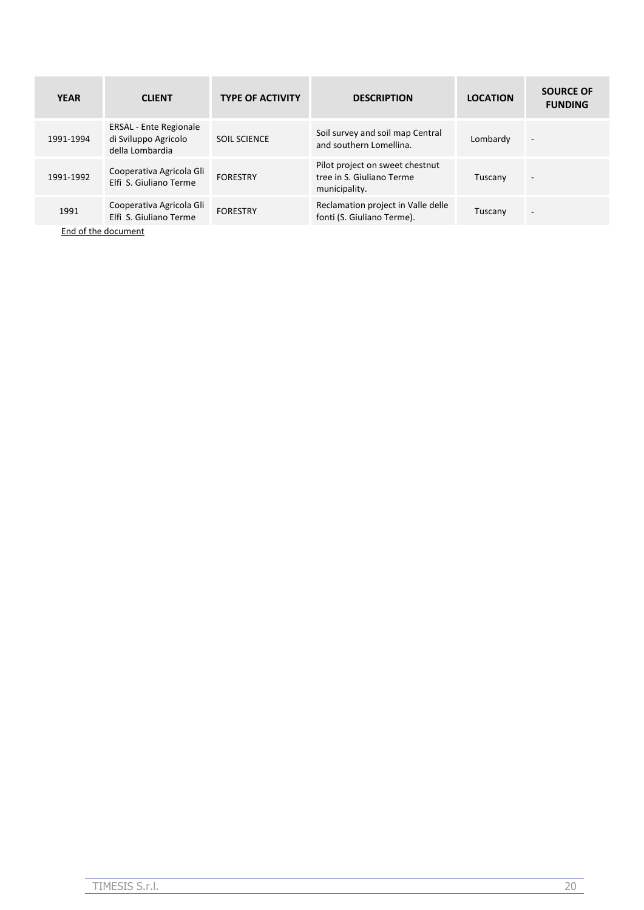| YEAR | CLIENT | TYPE OF ACTIVITY | DESCRIPTION | LOCATION | SOURCE OF FUNDING |
|---|---|---|---|---|---|
| 1991-1994 | ERSAL - Ente Regionale di Sviluppo Agricolo della Lombardia | SOIL SCIENCE | Soil survey and soil map Central and southern Lomellina. | Lombardy | - |
| 1991-1992 | Cooperativa Agricola Gli Elfi S. Giuliano Terme | FORESTRY | Pilot project on sweet chestnut tree in S. Giuliano Terme municipality. | Tuscany | - |
| 1991 | Cooperativa Agricola Gli Elfi S. Giuliano Terme | FORESTRY | Reclamation project in Valle delle fonti (S. Giuliano Terme). | Tuscany | - |

End of the document